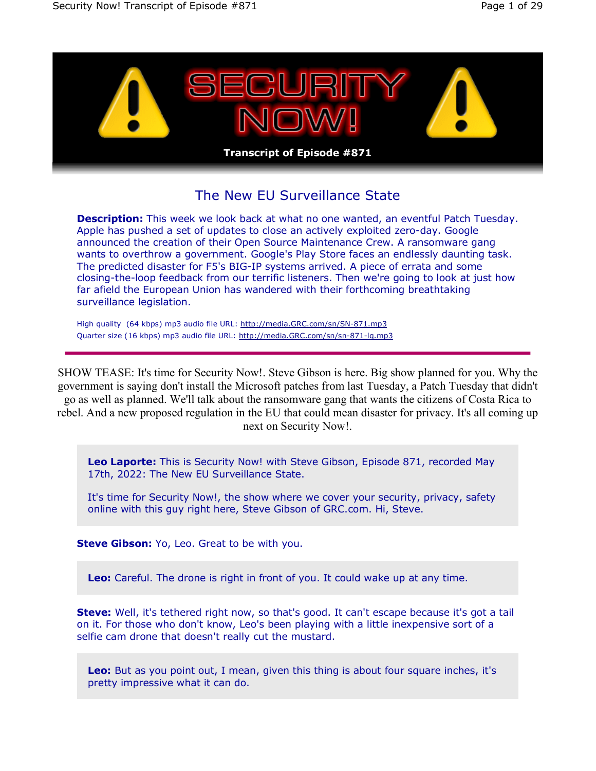# SECURITY NOW!

**Transcript of Episode #871**

## The New EU Surveillance State

**Description:** This week we look back at what no one wanted, an eventful Patch Tuesday. Apple has pushed a set of updates to close an actively exploited zero-day. Google announced the creation of their Open Source Maintenance Crew. A ransomware gang wants to overthrow a government. Google's Play Store faces an endlessly daunting task. The predicted disaster for F5's BIG-IP systems arrived. A piece of errata and some closing-the-loop feedback from our terrific listeners. Then we're going to look at just how far afield the European Union has wandered with their forthcoming breathtaking surveillance legislation.

High quality (64 kbps) mp3 audio file URL: http://media.GRC.com/sn/SN-871.mp3
Quarter size (16 kbps) mp3 audio file URL: http://media.GRC.com/sn/sn-871-lq.mp3

---

SHOW TEASE: It's time for Security Now!. Steve Gibson is here. Big show planned for you. Why the government is saying don't install the Microsoft patches from last Tuesday, a Patch Tuesday that didn't go as well as planned. We'll talk about the ransomware gang that wants the citizens of Costa Rica to rebel. And a new proposed regulation in the EU that could mean disaster for privacy. It's all coming up next on Security Now!.

**Leo Laporte:** This is Security Now! with Steve Gibson, Episode 871, recorded May 17th, 2022: The New EU Surveillance State.

It's time for Security Now!, the show where we cover your security, privacy, safety online with this guy right here, Steve Gibson of GRC.com. Hi, Steve.

**Steve Gibson:** Yo, Leo. Great to be with you.

**Leo:** Careful. The drone is right in front of you. It could wake up at any time.

**Steve:** Well, it's tethered right now, so that's good. It can't escape because it's got a tail on it. For those who don't know, Leo's been playing with a little inexpensive sort of a selfie cam drone that doesn't really cut the mustard.

**Leo:** But as you point out, I mean, given this thing is about four square inches, it's pretty impressive what it can do.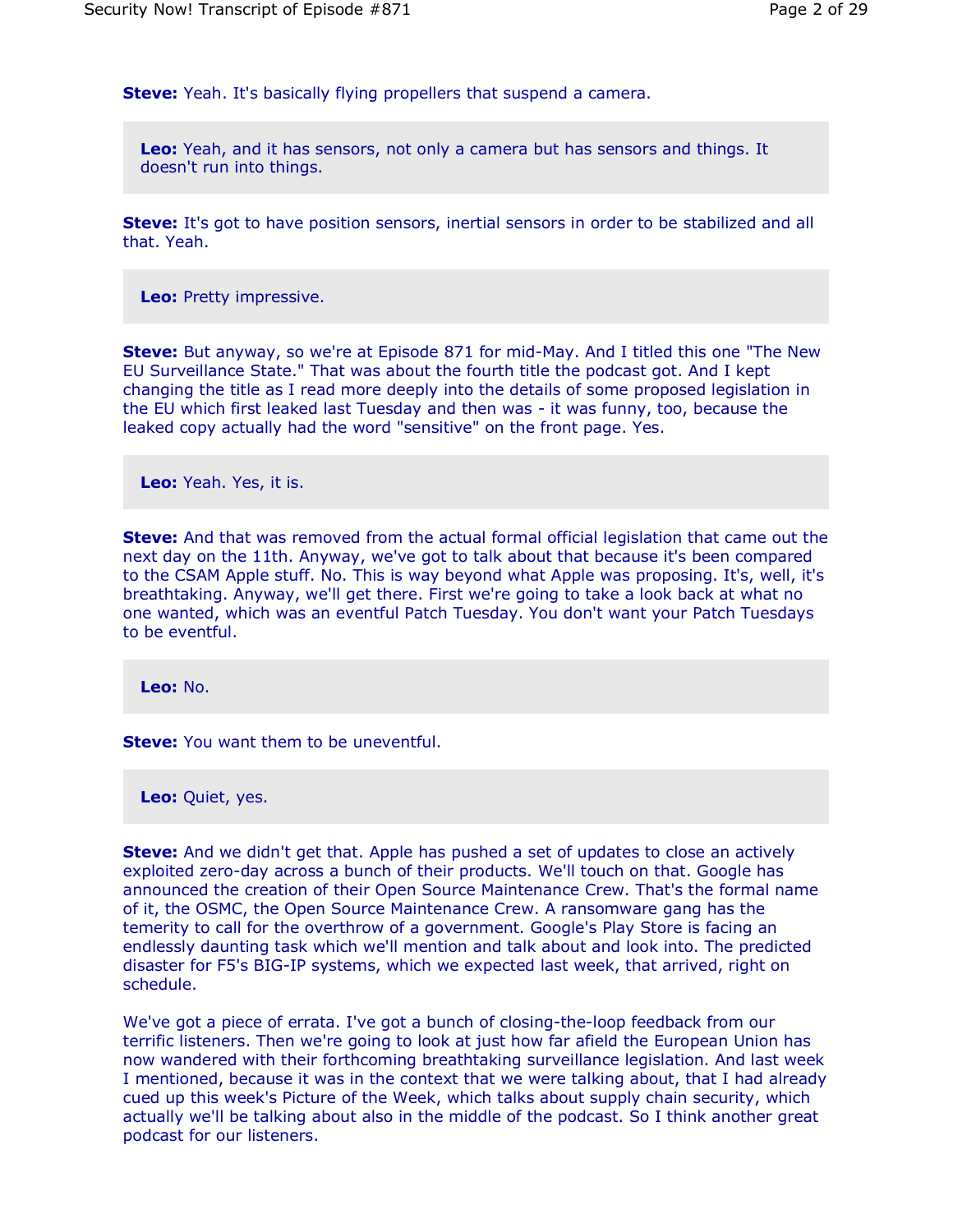**Steve:** Yeah. It's basically flying propellers that suspend a camera.

**Leo:** Yeah, and it has sensors, not only a camera but has sensors and things. It doesn't run into things.

**Steve:** It's got to have position sensors, inertial sensors in order to be stabilized and all that. Yeah.

**Leo:** Pretty impressive.

**Steve:** But anyway, so we're at Episode 871 for mid-May. And I titled this one "The New EU Surveillance State." That was about the fourth title the podcast got. And I kept changing the title as I read more deeply into the details of some proposed legislation in the EU which first leaked last Tuesday and then was - it was funny, too, because the leaked copy actually had the word "sensitive" on the front page. Yes.

**Leo:** Yeah. Yes, it is.

**Steve:** And that was removed from the actual formal official legislation that came out the next day on the 11th. Anyway, we've got to talk about that because it's been compared to the CSAM Apple stuff. No. This is way beyond what Apple was proposing. It's, well, it's breathtaking. Anyway, we'll get there. First we're going to take a look back at what no one wanted, which was an eventful Patch Tuesday. You don't want your Patch Tuesdays to be eventful.

**Leo:** No.

**Steve:** You want them to be uneventful.

**Leo:** Quiet, yes.

**Steve:** And we didn't get that. Apple has pushed a set of updates to close an actively exploited zero-day across a bunch of their products. We'll touch on that. Google has announced the creation of their Open Source Maintenance Crew. That's the formal name of it, the OSMC, the Open Source Maintenance Crew. A ransomware gang has the temerity to call for the overthrow of a government. Google's Play Store is facing an endlessly daunting task which we'll mention and talk about and look into. The predicted disaster for F5's BIG-IP systems, which we expected last week, that arrived, right on schedule.

We've got a piece of errata. I've got a bunch of closing-the-loop feedback from our terrific listeners. Then we're going to look at just how far afield the European Union has now wandered with their forthcoming breathtaking surveillance legislation. And last week I mentioned, because it was in the context that we were talking about, that I had already cued up this week's Picture of the Week, which talks about supply chain security, which actually we'll be talking about also in the middle of the podcast. So I think another great podcast for our listeners.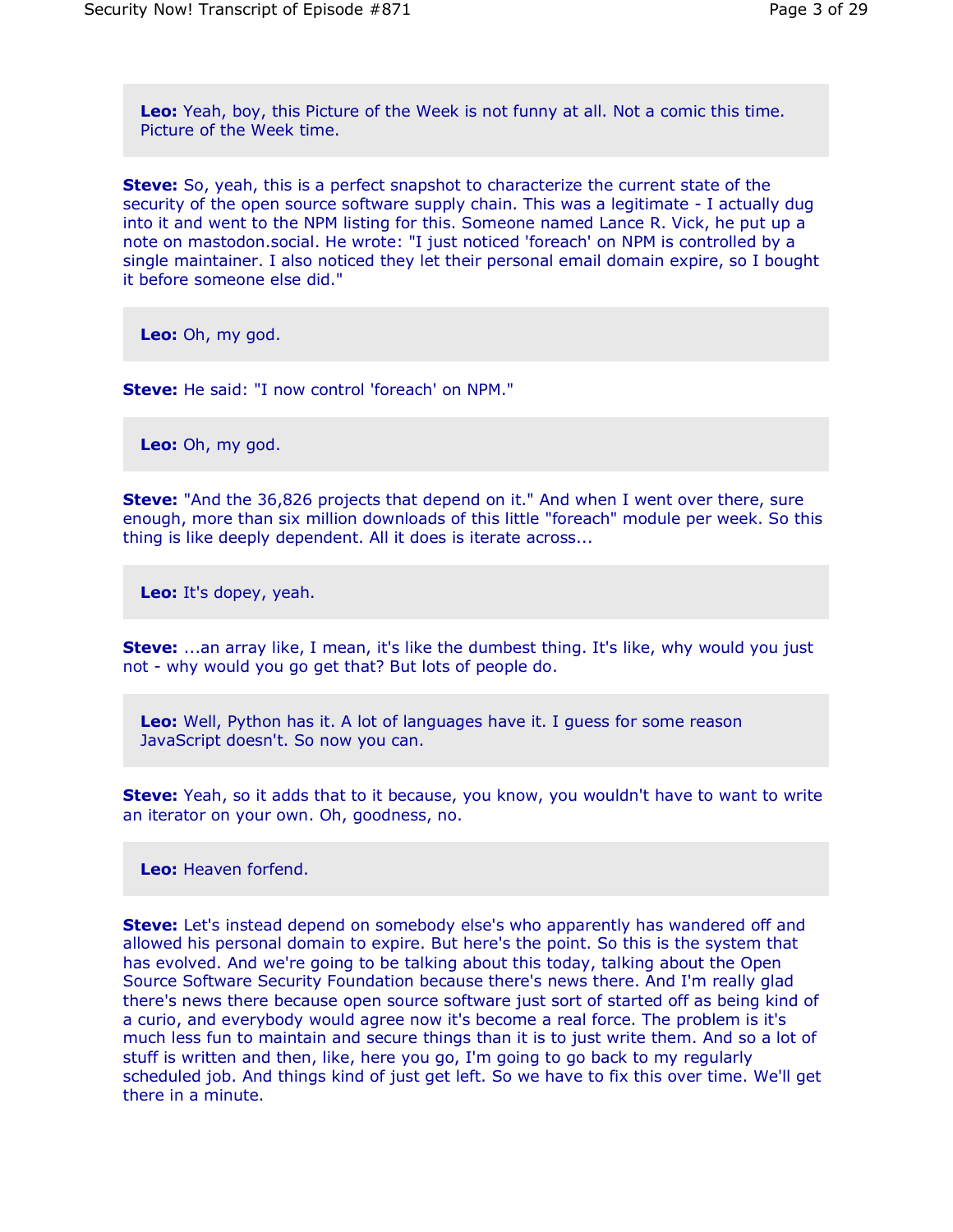**Leo:** Yeah, boy, this Picture of the Week is not funny at all. Not a comic this time. Picture of the Week time.

**Steve:** So, yeah, this is a perfect snapshot to characterize the current state of the security of the open source software supply chain. This was a legitimate - I actually dug into it and went to the NPM listing for this. Someone named Lance R. Vick, he put up a note on mastodon.social. He wrote: "I just noticed 'foreach' on NPM is controlled by a single maintainer. I also noticed they let their personal email domain expire, so I bought it before someone else did."

**Leo:** Oh, my god.

**Steve:** He said: "I now control 'foreach' on NPM."

**Leo:** Oh, my god.

**Steve:** "And the 36,826 projects that depend on it." And when I went over there, sure enough, more than six million downloads of this little "foreach" module per week. So this thing is like deeply dependent. All it does is iterate across...

**Leo:** It's dopey, yeah.

**Steve:** ...an array like, I mean, it's like the dumbest thing. It's like, why would you just not - why would you go get that? But lots of people do.

**Leo:** Well, Python has it. A lot of languages have it. I guess for some reason JavaScript doesn't. So now you can.

**Steve:** Yeah, so it adds that to it because, you know, you wouldn't have to want to write an iterator on your own. Oh, goodness, no.

**Leo:** Heaven forfend.

**Steve:** Let's instead depend on somebody else's who apparently has wandered off and allowed his personal domain to expire. But here's the point. So this is the system that has evolved. And we're going to be talking about this today, talking about the Open Source Software Security Foundation because there's news there. And I'm really glad there's news there because open source software just sort of started off as being kind of a curio, and everybody would agree now it's become a real force. The problem is it's much less fun to maintain and secure things than it is to just write them. And so a lot of stuff is written and then, like, here you go, I'm going to go back to my regularly scheduled job. And things kind of just get left. So we have to fix this over time. We'll get there in a minute.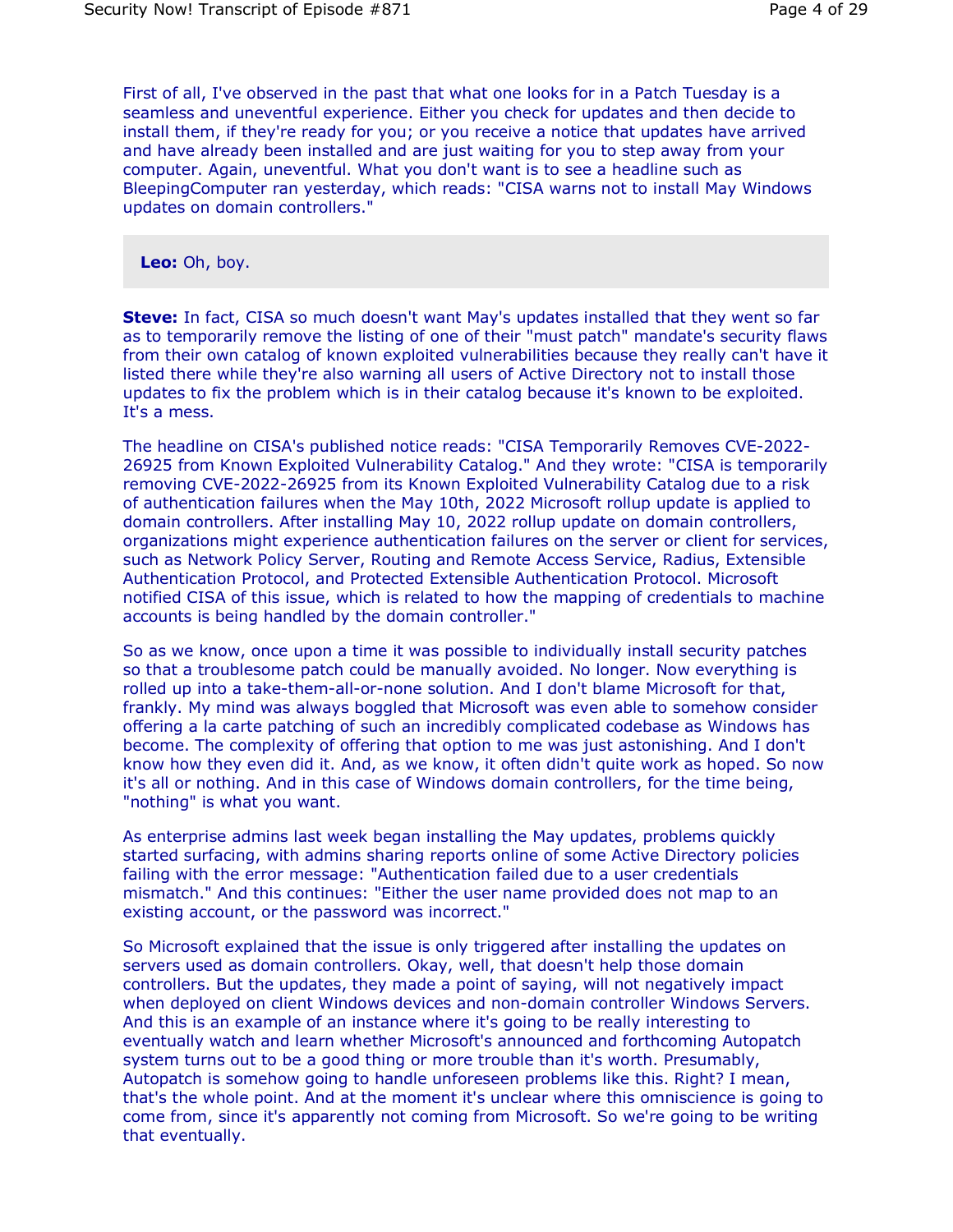First of all, I've observed in the past that what one looks for in a Patch Tuesday is a seamless and uneventful experience. Either you check for updates and then decide to install them, if they're ready for you; or you receive a notice that updates have arrived and have already been installed and are just waiting for you to step away from your computer. Again, uneventful. What you don't want is to see a headline such as BleepingComputer ran yesterday, which reads: "CISA warns not to install May Windows updates on domain controllers."

**Leo:** Oh, boy.

**Steve:** In fact, CISA so much doesn't want May's updates installed that they went so far as to temporarily remove the listing of one of their "must patch" mandate's security flaws from their own catalog of known exploited vulnerabilities because they really can't have it listed there while they're also warning all users of Active Directory not to install those updates to fix the problem which is in their catalog because it's known to be exploited. It's a mess.

The headline on CISA's published notice reads: "CISA Temporarily Removes CVE-2022-26925 from Known Exploited Vulnerability Catalog." And they wrote: "CISA is temporarily removing CVE-2022-26925 from its Known Exploited Vulnerability Catalog due to a risk of authentication failures when the May 10th, 2022 Microsoft rollup update is applied to domain controllers. After installing May 10, 2022 rollup update on domain controllers, organizations might experience authentication failures on the server or client for services, such as Network Policy Server, Routing and Remote Access Service, Radius, Extensible Authentication Protocol, and Protected Extensible Authentication Protocol. Microsoft notified CISA of this issue, which is related to how the mapping of credentials to machine accounts is being handled by the domain controller."

So as we know, once upon a time it was possible to individually install security patches so that a troublesome patch could be manually avoided. No longer. Now everything is rolled up into a take-them-all-or-none solution. And I don't blame Microsoft for that, frankly. My mind was always boggled that Microsoft was even able to somehow consider offering a la carte patching of such an incredibly complicated codebase as Windows has become. The complexity of offering that option to me was just astonishing. And I don't know how they even did it. And, as we know, it often didn't quite work as hoped. So now it's all or nothing. And in this case of Windows domain controllers, for the time being, "nothing" is what you want.

As enterprise admins last week began installing the May updates, problems quickly started surfacing, with admins sharing reports online of some Active Directory policies failing with the error message: "Authentication failed due to a user credentials mismatch." And this continues: "Either the user name provided does not map to an existing account, or the password was incorrect."

So Microsoft explained that the issue is only triggered after installing the updates on servers used as domain controllers. Okay, well, that doesn't help those domain controllers. But the updates, they made a point of saying, will not negatively impact when deployed on client Windows devices and non-domain controller Windows Servers. And this is an example of an instance where it's going to be really interesting to eventually watch and learn whether Microsoft's announced and forthcoming Autopatch system turns out to be a good thing or more trouble than it's worth. Presumably, Autopatch is somehow going to handle unforeseen problems like this. Right? I mean, that's the whole point. And at the moment it's unclear where this omniscience is going to come from, since it's apparently not coming from Microsoft. So we're going to be writing that eventually.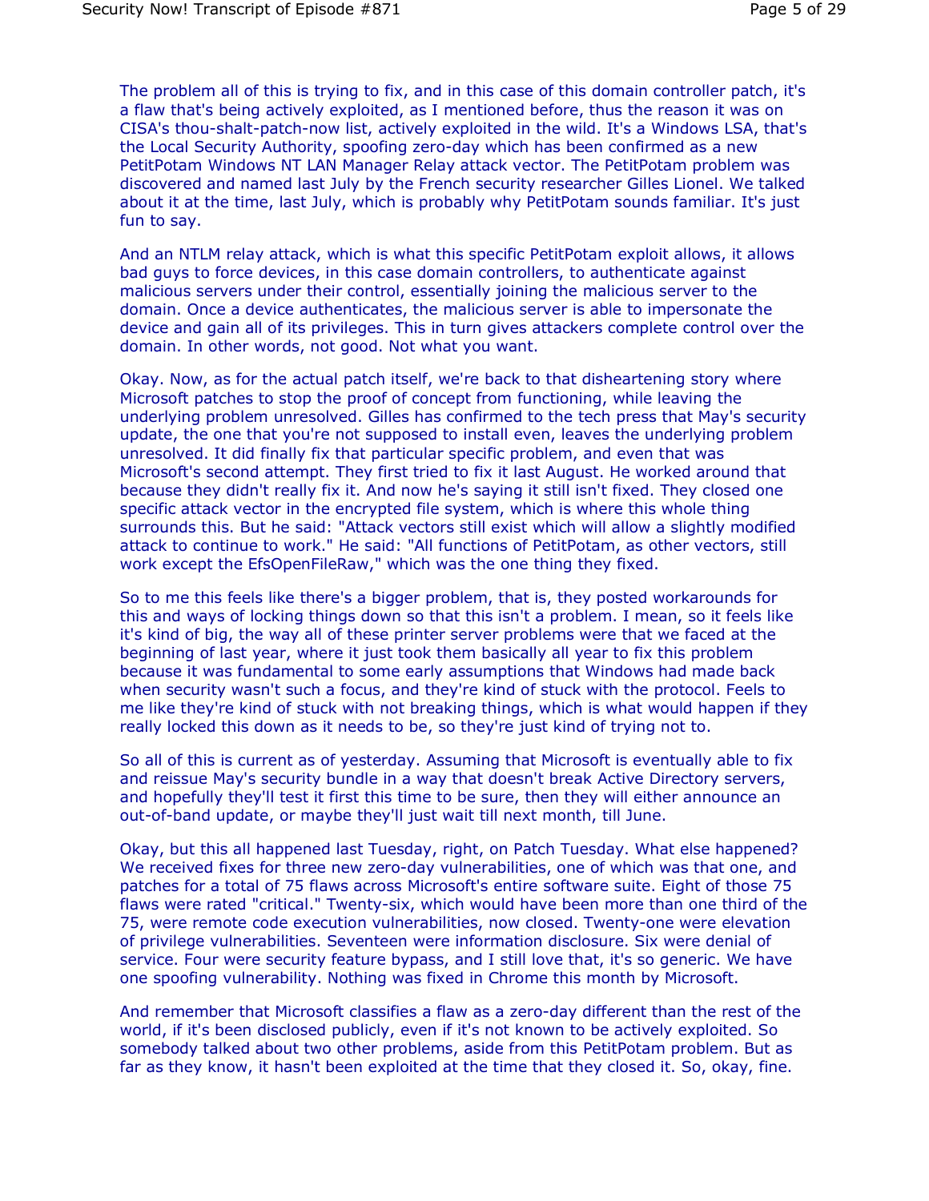The problem all of this is trying to fix, and in this case of this domain controller patch, it's a flaw that's being actively exploited, as I mentioned before, thus the reason it was on CISA's thou-shalt-patch-now list, actively exploited in the wild. It's a Windows LSA, that's the Local Security Authority, spoofing zero-day which has been confirmed as a new PetitPotam Windows NT LAN Manager Relay attack vector. The PetitPotam problem was discovered and named last July by the French security researcher Gilles Lionel. We talked about it at the time, last July, which is probably why PetitPotam sounds familiar. It's just fun to say.

And an NTLM relay attack, which is what this specific PetitPotam exploit allows, it allows bad guys to force devices, in this case domain controllers, to authenticate against malicious servers under their control, essentially joining the malicious server to the domain. Once a device authenticates, the malicious server is able to impersonate the device and gain all of its privileges. This in turn gives attackers complete control over the domain. In other words, not good. Not what you want.

Okay. Now, as for the actual patch itself, we're back to that disheartening story where Microsoft patches to stop the proof of concept from functioning, while leaving the underlying problem unresolved. Gilles has confirmed to the tech press that May's security update, the one that you're not supposed to install even, leaves the underlying problem unresolved. It did finally fix that particular specific problem, and even that was Microsoft's second attempt. They first tried to fix it last August. He worked around that because they didn't really fix it. And now he's saying it still isn't fixed. They closed one specific attack vector in the encrypted file system, which is where this whole thing surrounds this. But he said: "Attack vectors still exist which will allow a slightly modified attack to continue to work." He said: "All functions of PetitPotam, as other vectors, still work except the EfsOpenFileRaw," which was the one thing they fixed.

So to me this feels like there's a bigger problem, that is, they posted workarounds for this and ways of locking things down so that this isn't a problem. I mean, so it feels like it's kind of big, the way all of these printer server problems were that we faced at the beginning of last year, where it just took them basically all year to fix this problem because it was fundamental to some early assumptions that Windows had made back when security wasn't such a focus, and they're kind of stuck with the protocol. Feels to me like they're kind of stuck with not breaking things, which is what would happen if they really locked this down as it needs to be, so they're just kind of trying not to.

So all of this is current as of yesterday. Assuming that Microsoft is eventually able to fix and reissue May's security bundle in a way that doesn't break Active Directory servers, and hopefully they'll test it first this time to be sure, then they will either announce an out-of-band update, or maybe they'll just wait till next month, till June.

Okay, but this all happened last Tuesday, right, on Patch Tuesday. What else happened? We received fixes for three new zero-day vulnerabilities, one of which was that one, and patches for a total of 75 flaws across Microsoft's entire software suite. Eight of those 75 flaws were rated "critical." Twenty-six, which would have been more than one third of the 75, were remote code execution vulnerabilities, now closed. Twenty-one were elevation of privilege vulnerabilities. Seventeen were information disclosure. Six were denial of service. Four were security feature bypass, and I still love that, it's so generic. We have one spoofing vulnerability. Nothing was fixed in Chrome this month by Microsoft.

And remember that Microsoft classifies a flaw as a zero-day different than the rest of the world, if it's been disclosed publicly, even if it's not known to be actively exploited. So somebody talked about two other problems, aside from this PetitPotam problem. But as far as they know, it hasn't been exploited at the time that they closed it. So, okay, fine.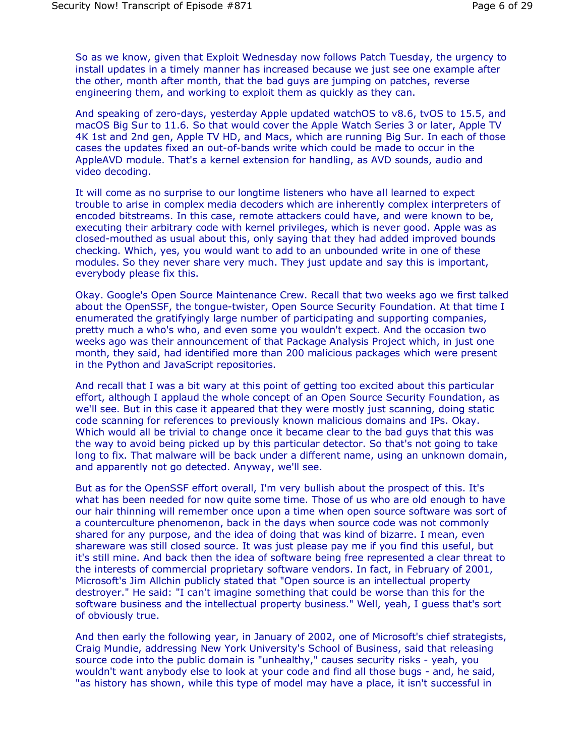So as we know, given that Exploit Wednesday now follows Patch Tuesday, the urgency to install updates in a timely manner has increased because we just see one example after the other, month after month, that the bad guys are jumping on patches, reverse engineering them, and working to exploit them as quickly as they can.

And speaking of zero-days, yesterday Apple updated watchOS to v8.6, tvOS to 15.5, and macOS Big Sur to 11.6. So that would cover the Apple Watch Series 3 or later, Apple TV 4K 1st and 2nd gen, Apple TV HD, and Macs, which are running Big Sur. In each of those cases the updates fixed an out-of-bands write which could be made to occur in the AppleAVD module. That's a kernel extension for handling, as AVD sounds, audio and video decoding.

It will come as no surprise to our longtime listeners who have all learned to expect trouble to arise in complex media decoders which are inherently complex interpreters of encoded bitstreams. In this case, remote attackers could have, and were known to be, executing their arbitrary code with kernel privileges, which is never good. Apple was as closed-mouthed as usual about this, only saying that they had added improved bounds checking. Which, yes, you would want to add to an unbounded write in one of these modules. So they never share very much. They just update and say this is important, everybody please fix this.

Okay. Google's Open Source Maintenance Crew. Recall that two weeks ago we first talked about the OpenSSF, the tongue-twister, Open Source Security Foundation. At that time I enumerated the gratifyingly large number of participating and supporting companies, pretty much a who's who, and even some you wouldn't expect. And the occasion two weeks ago was their announcement of that Package Analysis Project which, in just one month, they said, had identified more than 200 malicious packages which were present in the Python and JavaScript repositories.

And recall that I was a bit wary at this point of getting too excited about this particular effort, although I applaud the whole concept of an Open Source Security Foundation, as we'll see. But in this case it appeared that they were mostly just scanning, doing static code scanning for references to previously known malicious domains and IPs. Okay. Which would all be trivial to change once it became clear to the bad guys that this was the way to avoid being picked up by this particular detector. So that's not going to take long to fix. That malware will be back under a different name, using an unknown domain, and apparently not go detected. Anyway, we'll see.

But as for the OpenSSF effort overall, I'm very bullish about the prospect of this. It's what has been needed for now quite some time. Those of us who are old enough to have our hair thinning will remember once upon a time when open source software was sort of a counterculture phenomenon, back in the days when source code was not commonly shared for any purpose, and the idea of doing that was kind of bizarre. I mean, even shareware was still closed source. It was just please pay me if you find this useful, but it's still mine. And back then the idea of software being free represented a clear threat to the interests of commercial proprietary software vendors. In fact, in February of 2001, Microsoft's Jim Allchin publicly stated that "Open source is an intellectual property destroyer." He said: "I can't imagine something that could be worse than this for the software business and the intellectual property business." Well, yeah, I guess that's sort of obviously true.

And then early the following year, in January of 2002, one of Microsoft's chief strategists, Craig Mundie, addressing New York University's School of Business, said that releasing source code into the public domain is "unhealthy," causes security risks - yeah, you wouldn't want anybody else to look at your code and find all those bugs - and, he said, "as history has shown, while this type of model may have a place, it isn't successful in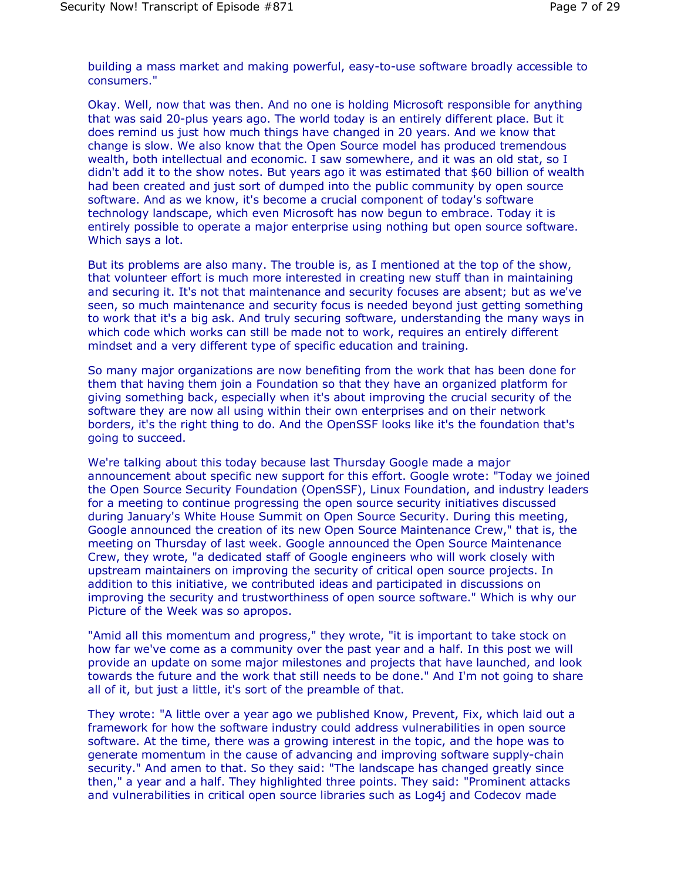building a mass market and making powerful, easy-to-use software broadly accessible to consumers."

Okay. Well, now that was then. And no one is holding Microsoft responsible for anything that was said 20-plus years ago. The world today is an entirely different place. But it does remind us just how much things have changed in 20 years. And we know that change is slow. We also know that the Open Source model has produced tremendous wealth, both intellectual and economic. I saw somewhere, and it was an old stat, so I didn't add it to the show notes. But years ago it was estimated that $60 billion of wealth had been created and just sort of dumped into the public community by open source software. And as we know, it's become a crucial component of today's software technology landscape, which even Microsoft has now begun to embrace. Today it is entirely possible to operate a major enterprise using nothing but open source software. Which says a lot.

But its problems are also many. The trouble is, as I mentioned at the top of the show, that volunteer effort is much more interested in creating new stuff than in maintaining and securing it. It's not that maintenance and security focuses are absent; but as we've seen, so much maintenance and security focus is needed beyond just getting something to work that it's a big ask. And truly securing software, understanding the many ways in which code which works can still be made not to work, requires an entirely different mindset and a very different type of specific education and training.

So many major organizations are now benefiting from the work that has been done for them that having them join a Foundation so that they have an organized platform for giving something back, especially when it's about improving the crucial security of the software they are now all using within their own enterprises and on their network borders, it's the right thing to do. And the OpenSSF looks like it's the foundation that's going to succeed.

We're talking about this today because last Thursday Google made a major announcement about specific new support for this effort. Google wrote: "Today we joined the Open Source Security Foundation (OpenSSF), Linux Foundation, and industry leaders for a meeting to continue progressing the open source security initiatives discussed during January's White House Summit on Open Source Security. During this meeting, Google announced the creation of its new Open Source Maintenance Crew," that is, the meeting on Thursday of last week. Google announced the Open Source Maintenance Crew, they wrote, "a dedicated staff of Google engineers who will work closely with upstream maintainers on improving the security of critical open source projects. In addition to this initiative, we contributed ideas and participated in discussions on improving the security and trustworthiness of open source software." Which is why our Picture of the Week was so apropos.

"Amid all this momentum and progress," they wrote, "it is important to take stock on how far we've come as a community over the past year and a half. In this post we will provide an update on some major milestones and projects that have launched, and look towards the future and the work that still needs to be done." And I'm not going to share all of it, but just a little, it's sort of the preamble of that.

They wrote: "A little over a year ago we published Know, Prevent, Fix, which laid out a framework for how the software industry could address vulnerabilities in open source software. At the time, there was a growing interest in the topic, and the hope was to generate momentum in the cause of advancing and improving software supply-chain security." And amen to that. So they said: "The landscape has changed greatly since then," a year and a half. They highlighted three points. They said: "Prominent attacks and vulnerabilities in critical open source libraries such as Log4j and Codecov made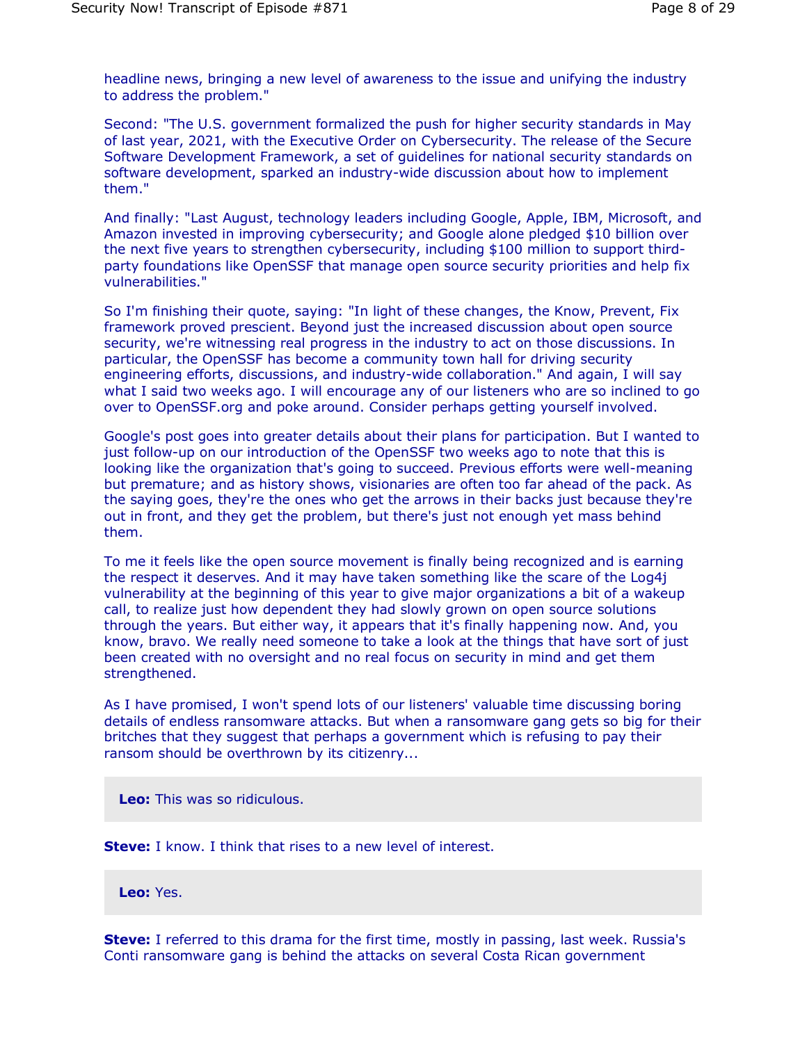headline news, bringing a new level of awareness to the issue and unifying the industry to address the problem."

Second: "The U.S. government formalized the push for higher security standards in May of last year, 2021, with the Executive Order on Cybersecurity. The release of the Secure Software Development Framework, a set of guidelines for national security standards on software development, sparked an industry-wide discussion about how to implement them."

And finally: "Last August, technology leaders including Google, Apple, IBM, Microsoft, and Amazon invested in improving cybersecurity; and Google alone pledged $10 billion over the next five years to strengthen cybersecurity, including $100 million to support third-party foundations like OpenSSF that manage open source security priorities and help fix vulnerabilities."

So I'm finishing their quote, saying: "In light of these changes, the Know, Prevent, Fix framework proved prescient. Beyond just the increased discussion about open source security, we're witnessing real progress in the industry to act on those discussions. In particular, the OpenSSF has become a community town hall for driving security engineering efforts, discussions, and industry-wide collaboration." And again, I will say what I said two weeks ago. I will encourage any of our listeners who are so inclined to go over to OpenSSF.org and poke around. Consider perhaps getting yourself involved.

Google's post goes into greater details about their plans for participation. But I wanted to just follow-up on our introduction of the OpenSSF two weeks ago to note that this is looking like the organization that's going to succeed. Previous efforts were well-meaning but premature; and as history shows, visionaries are often too far ahead of the pack. As the saying goes, they're the ones who get the arrows in their backs just because they're out in front, and they get the problem, but there's just not enough yet mass behind them.

To me it feels like the open source movement is finally being recognized and is earning the respect it deserves. And it may have taken something like the scare of the Log4j vulnerability at the beginning of this year to give major organizations a bit of a wakeup call, to realize just how dependent they had slowly grown on open source solutions through the years. But either way, it appears that it's finally happening now. And, you know, bravo. We really need someone to take a look at the things that have sort of just been created with no oversight and no real focus on security in mind and get them strengthened.

As I have promised, I won't spend lots of our listeners' valuable time discussing boring details of endless ransomware attacks. But when a ransomware gang gets so big for their britches that they suggest that perhaps a government which is refusing to pay their ransom should be overthrown by its citizenry...

**Leo:** This was so ridiculous.

**Steve:** I know. I think that rises to a new level of interest.

**Leo:** Yes.

**Steve:** I referred to this drama for the first time, mostly in passing, last week. Russia's Conti ransomware gang is behind the attacks on several Costa Rican government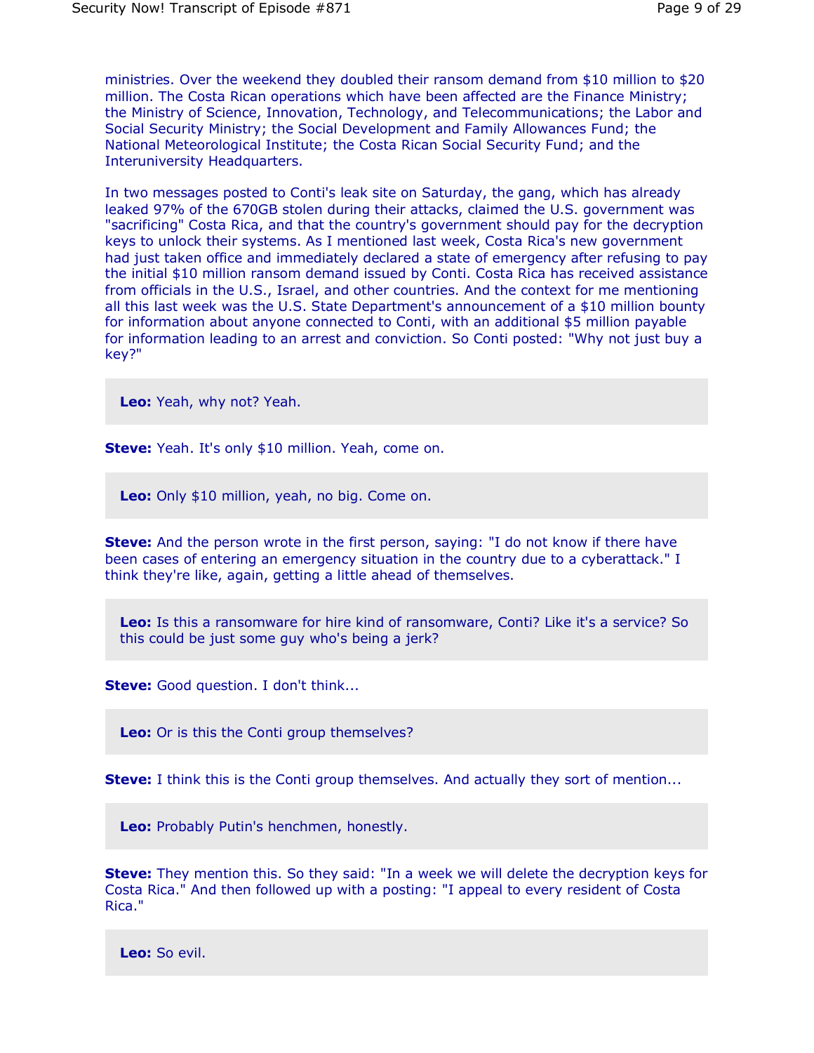ministries. Over the weekend they doubled their ransom demand from $10 million to $20 million. The Costa Rican operations which have been affected are the Finance Ministry; the Ministry of Science, Innovation, Technology, and Telecommunications; the Labor and Social Security Ministry; the Social Development and Family Allowances Fund; the National Meteorological Institute; the Costa Rican Social Security Fund; and the Interuniversity Headquarters.

In two messages posted to Conti's leak site on Saturday, the gang, which has already leaked 97% of the 670GB stolen during their attacks, claimed the U.S. government was "sacrificing" Costa Rica, and that the country's government should pay for the decryption keys to unlock their systems. As I mentioned last week, Costa Rica's new government had just taken office and immediately declared a state of emergency after refusing to pay the initial $10 million ransom demand issued by Conti. Costa Rica has received assistance from officials in the U.S., Israel, and other countries. And the context for me mentioning all this last week was the U.S. State Department's announcement of a $10 million bounty for information about anyone connected to Conti, with an additional $5 million payable for information leading to an arrest and conviction. So Conti posted: "Why not just buy a key?"

**Leo:** Yeah, why not? Yeah.

**Steve:** Yeah. It's only $10 million. Yeah, come on.

**Leo:** Only $10 million, yeah, no big. Come on.

**Steve:** And the person wrote in the first person, saying: "I do not know if there have been cases of entering an emergency situation in the country due to a cyberattack." I think they're like, again, getting a little ahead of themselves.

**Leo:** Is this a ransomware for hire kind of ransomware, Conti? Like it's a service? So this could be just some guy who's being a jerk?

**Steve:** Good question. I don't think...

**Leo:** Or is this the Conti group themselves?

**Steve:** I think this is the Conti group themselves. And actually they sort of mention...

**Leo:** Probably Putin's henchmen, honestly.

**Steve:** They mention this. So they said: "In a week we will delete the decryption keys for Costa Rica." And then followed up with a posting: "I appeal to every resident of Costa Rica."

**Leo:** So evil.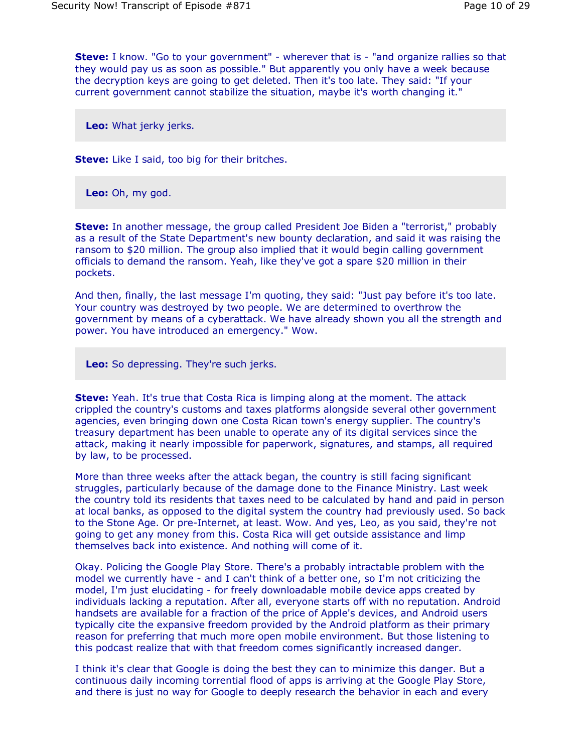**Steve:** I know. "Go to your government" - wherever that is - "and organize rallies so that they would pay us as soon as possible." But apparently you only have a week because the decryption keys are going to get deleted. Then it's too late. They said: "If your current government cannot stabilize the situation, maybe it's worth changing it."

**Leo:** What jerky jerks.

**Steve:** Like I said, too big for their britches.

**Leo:** Oh, my god.

**Steve:** In another message, the group called President Joe Biden a "terrorist," probably as a result of the State Department's new bounty declaration, and said it was raising the ransom to $20 million. The group also implied that it would begin calling government officials to demand the ransom. Yeah, like they've got a spare $20 million in their pockets.

And then, finally, the last message I'm quoting, they said: "Just pay before it's too late. Your country was destroyed by two people. We are determined to overthrow the government by means of a cyberattack. We have already shown you all the strength and power. You have introduced an emergency." Wow.

**Leo:** So depressing. They're such jerks.

**Steve:** Yeah. It's true that Costa Rica is limping along at the moment. The attack crippled the country's customs and taxes platforms alongside several other government agencies, even bringing down one Costa Rican town's energy supplier. The country's treasury department has been unable to operate any of its digital services since the attack, making it nearly impossible for paperwork, signatures, and stamps, all required by law, to be processed.

More than three weeks after the attack began, the country is still facing significant struggles, particularly because of the damage done to the Finance Ministry. Last week the country told its residents that taxes need to be calculated by hand and paid in person at local banks, as opposed to the digital system the country had previously used. So back to the Stone Age. Or pre-Internet, at least. Wow. And yes, Leo, as you said, they're not going to get any money from this. Costa Rica will get outside assistance and limp themselves back into existence. And nothing will come of it.

Okay. Policing the Google Play Store. There's a probably intractable problem with the model we currently have - and I can't think of a better one, so I'm not criticizing the model, I'm just elucidating - for freely downloadable mobile device apps created by individuals lacking a reputation. After all, everyone starts off with no reputation. Android handsets are available for a fraction of the price of Apple's devices, and Android users typically cite the expansive freedom provided by the Android platform as their primary reason for preferring that much more open mobile environment. But those listening to this podcast realize that with that freedom comes significantly increased danger.

I think it's clear that Google is doing the best they can to minimize this danger. But a continuous daily incoming torrential flood of apps is arriving at the Google Play Store, and there is just no way for Google to deeply research the behavior in each and every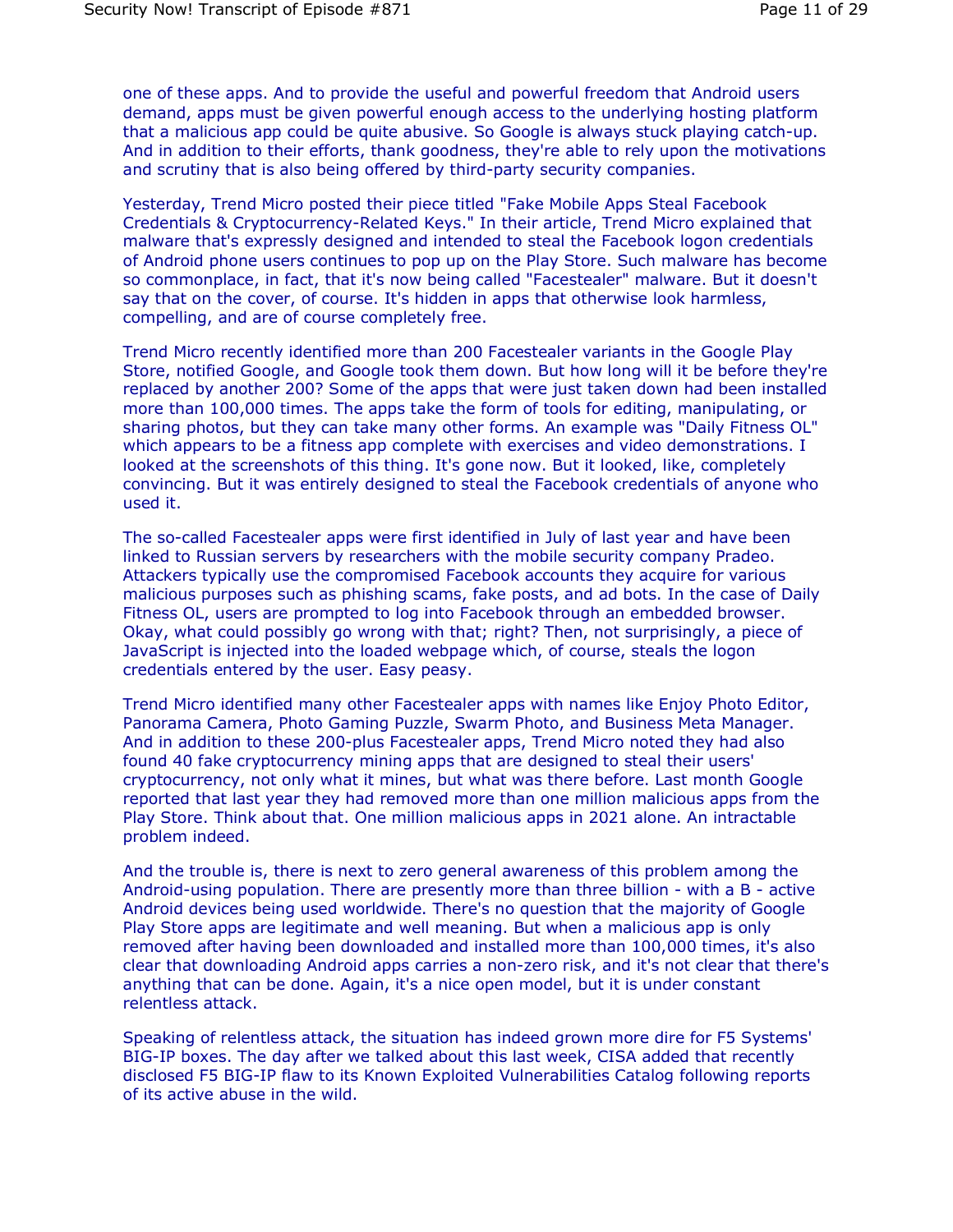one of these apps. And to provide the useful and powerful freedom that Android users demand, apps must be given powerful enough access to the underlying hosting platform that a malicious app could be quite abusive. So Google is always stuck playing catch-up. And in addition to their efforts, thank goodness, they're able to rely upon the motivations and scrutiny that is also being offered by third-party security companies.

Yesterday, Trend Micro posted their piece titled "Fake Mobile Apps Steal Facebook Credentials & Cryptocurrency-Related Keys." In their article, Trend Micro explained that malware that's expressly designed and intended to steal the Facebook logon credentials of Android phone users continues to pop up on the Play Store. Such malware has become so commonplace, in fact, that it's now being called "Facestealer" malware. But it doesn't say that on the cover, of course. It's hidden in apps that otherwise look harmless, compelling, and are of course completely free.

Trend Micro recently identified more than 200 Facestealer variants in the Google Play Store, notified Google, and Google took them down. But how long will it be before they're replaced by another 200? Some of the apps that were just taken down had been installed more than 100,000 times. The apps take the form of tools for editing, manipulating, or sharing photos, but they can take many other forms. An example was "Daily Fitness OL" which appears to be a fitness app complete with exercises and video demonstrations. I looked at the screenshots of this thing. It's gone now. But it looked, like, completely convincing. But it was entirely designed to steal the Facebook credentials of anyone who used it.

The so-called Facestealer apps were first identified in July of last year and have been linked to Russian servers by researchers with the mobile security company Pradeo. Attackers typically use the compromised Facebook accounts they acquire for various malicious purposes such as phishing scams, fake posts, and ad bots. In the case of Daily Fitness OL, users are prompted to log into Facebook through an embedded browser. Okay, what could possibly go wrong with that; right? Then, not surprisingly, a piece of JavaScript is injected into the loaded webpage which, of course, steals the logon credentials entered by the user. Easy peasy.

Trend Micro identified many other Facestealer apps with names like Enjoy Photo Editor, Panorama Camera, Photo Gaming Puzzle, Swarm Photo, and Business Meta Manager. And in addition to these 200-plus Facestealer apps, Trend Micro noted they had also found 40 fake cryptocurrency mining apps that are designed to steal their users' cryptocurrency, not only what it mines, but what was there before. Last month Google reported that last year they had removed more than one million malicious apps from the Play Store. Think about that. One million malicious apps in 2021 alone. An intractable problem indeed.

And the trouble is, there is next to zero general awareness of this problem among the Android-using population. There are presently more than three billion - with a B - active Android devices being used worldwide. There's no question that the majority of Google Play Store apps are legitimate and well meaning. But when a malicious app is only removed after having been downloaded and installed more than 100,000 times, it's also clear that downloading Android apps carries a non-zero risk, and it's not clear that there's anything that can be done. Again, it's a nice open model, but it is under constant relentless attack.

Speaking of relentless attack, the situation has indeed grown more dire for F5 Systems' BIG-IP boxes. The day after we talked about this last week, CISA added that recently disclosed F5 BIG-IP flaw to its Known Exploited Vulnerabilities Catalog following reports of its active abuse in the wild.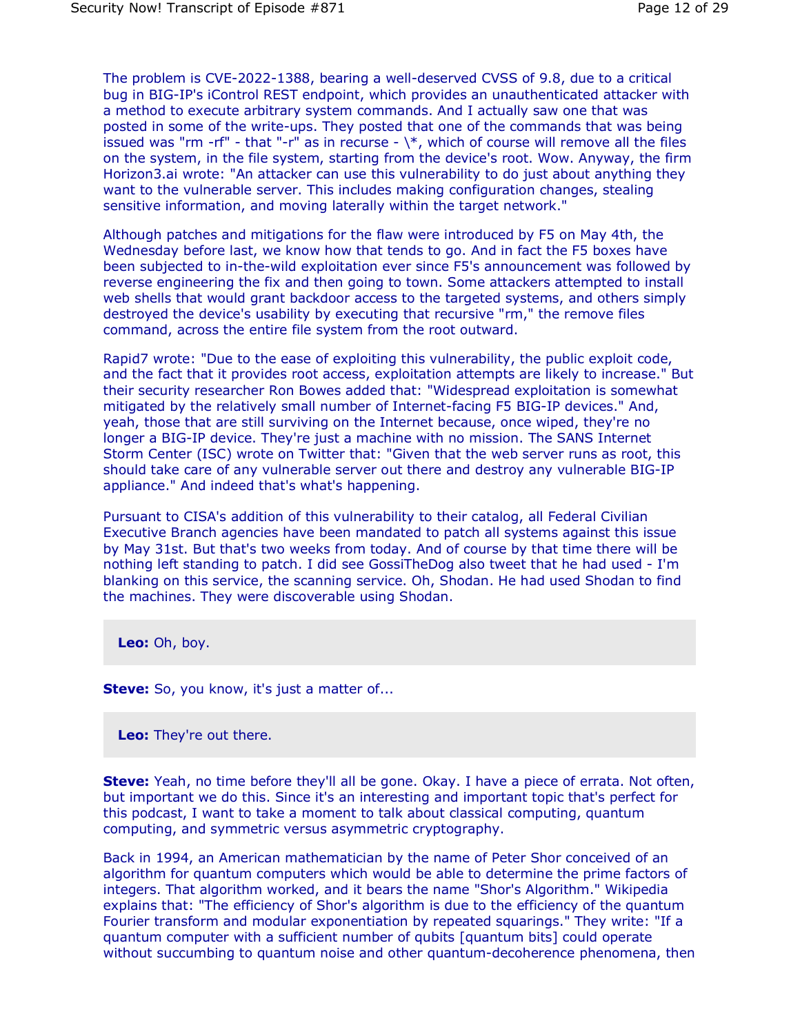The problem is CVE-2022-1388, bearing a well-deserved CVSS of 9.8, due to a critical bug in BIG-IP's iControl REST endpoint, which provides an unauthenticated attacker with a method to execute arbitrary system commands. And I actually saw one that was posted in some of the write-ups. They posted that one of the commands that was being issued was "rm -rf" - that "-r" as in recurse - \*, which of course will remove all the files on the system, in the file system, starting from the device's root. Wow. Anyway, the firm Horizon3.ai wrote: "An attacker can use this vulnerability to do just about anything they want to the vulnerable server. This includes making configuration changes, stealing sensitive information, and moving laterally within the target network."

Although patches and mitigations for the flaw were introduced by F5 on May 4th, the Wednesday before last, we know how that tends to go. And in fact the F5 boxes have been subjected to in-the-wild exploitation ever since F5's announcement was followed by reverse engineering the fix and then going to town. Some attackers attempted to install web shells that would grant backdoor access to the targeted systems, and others simply destroyed the device's usability by executing that recursive "rm," the remove files command, across the entire file system from the root outward.

Rapid7 wrote: "Due to the ease of exploiting this vulnerability, the public exploit code, and the fact that it provides root access, exploitation attempts are likely to increase." But their security researcher Ron Bowes added that: "Widespread exploitation is somewhat mitigated by the relatively small number of Internet-facing F5 BIG-IP devices." And, yeah, those that are still surviving on the Internet because, once wiped, they're no longer a BIG-IP device. They're just a machine with no mission. The SANS Internet Storm Center (ISC) wrote on Twitter that: "Given that the web server runs as root, this should take care of any vulnerable server out there and destroy any vulnerable BIG-IP appliance." And indeed that's what's happening.

Pursuant to CISA's addition of this vulnerability to their catalog, all Federal Civilian Executive Branch agencies have been mandated to patch all systems against this issue by May 31st. But that's two weeks from today. And of course by that time there will be nothing left standing to patch. I did see GossiTheDog also tweet that he had used - I'm blanking on this service, the scanning service. Oh, Shodan. He had used Shodan to find the machines. They were discoverable using Shodan.

**Leo:** Oh, boy.

**Steve:** So, you know, it's just a matter of...

**Leo:** They're out there.

**Steve:** Yeah, no time before they'll all be gone. Okay. I have a piece of errata. Not often, but important we do this. Since it's an interesting and important topic that's perfect for this podcast, I want to take a moment to talk about classical computing, quantum computing, and symmetric versus asymmetric cryptography.

Back in 1994, an American mathematician by the name of Peter Shor conceived of an algorithm for quantum computers which would be able to determine the prime factors of integers. That algorithm worked, and it bears the name "Shor's Algorithm." Wikipedia explains that: "The efficiency of Shor's algorithm is due to the efficiency of the quantum Fourier transform and modular exponentiation by repeated squarings." They write: "If a quantum computer with a sufficient number of qubits [quantum bits] could operate without succumbing to quantum noise and other quantum-decoherence phenomena, then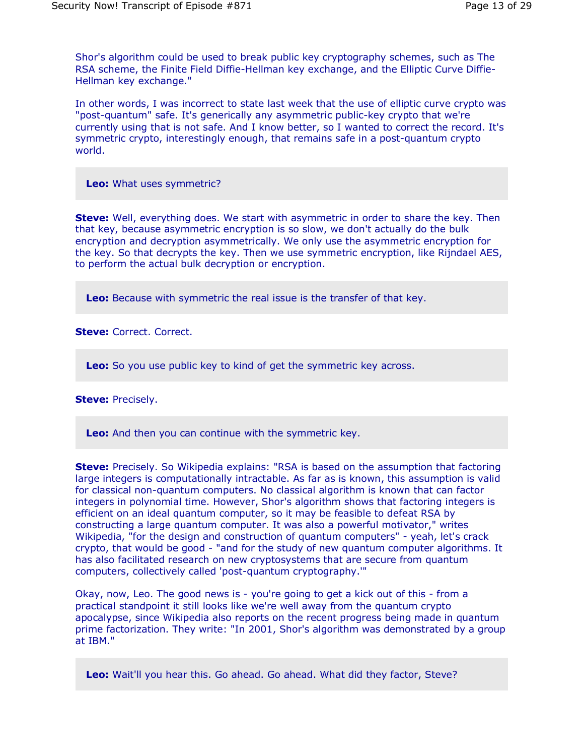Shor's algorithm could be used to break public key cryptography schemes, such as The RSA scheme, the Finite Field Diffie-Hellman key exchange, and the Elliptic Curve Diffie-Hellman key exchange."

In other words, I was incorrect to state last week that the use of elliptic curve crypto was "post-quantum" safe. It's generically any asymmetric public-key crypto that we're currently using that is not safe. And I know better, so I wanted to correct the record. It's symmetric crypto, interestingly enough, that remains safe in a post-quantum crypto world.

> **Leo:** What uses symmetric?

**Steve:** Well, everything does. We start with asymmetric in order to share the key. Then that key, because asymmetric encryption is so slow, we don't actually do the bulk encryption and decryption asymmetrically. We only use the asymmetric encryption for the key. So that decrypts the key. Then we use symmetric encryption, like Rijndael AES, to perform the actual bulk decryption or encryption.

> **Leo:** Because with symmetric the real issue is the transfer of that key.

**Steve:** Correct. Correct.

> **Leo:** So you use public key to kind of get the symmetric key across.

**Steve:** Precisely.

> **Leo:** And then you can continue with the symmetric key.

**Steve:** Precisely. So Wikipedia explains: "RSA is based on the assumption that factoring large integers is computationally intractable. As far as is known, this assumption is valid for classical non-quantum computers. No classical algorithm is known that can factor integers in polynomial time. However, Shor's algorithm shows that factoring integers is efficient on an ideal quantum computer, so it may be feasible to defeat RSA by constructing a large quantum computer. It was also a powerful motivator," writes Wikipedia, "for the design and construction of quantum computers" - yeah, let's crack crypto, that would be good - "and for the study of new quantum computer algorithms. It has also facilitated research on new cryptosystems that are secure from quantum computers, collectively called 'post-quantum cryptography.'"

Okay, now, Leo. The good news is - you're going to get a kick out of this - from a practical standpoint it still looks like we're well away from the quantum crypto apocalypse, since Wikipedia also reports on the recent progress being made in quantum prime factorization. They write: "In 2001, Shor's algorithm was demonstrated by a group at IBM."

> **Leo:** Wait'll you hear this. Go ahead. Go ahead. What did they factor, Steve?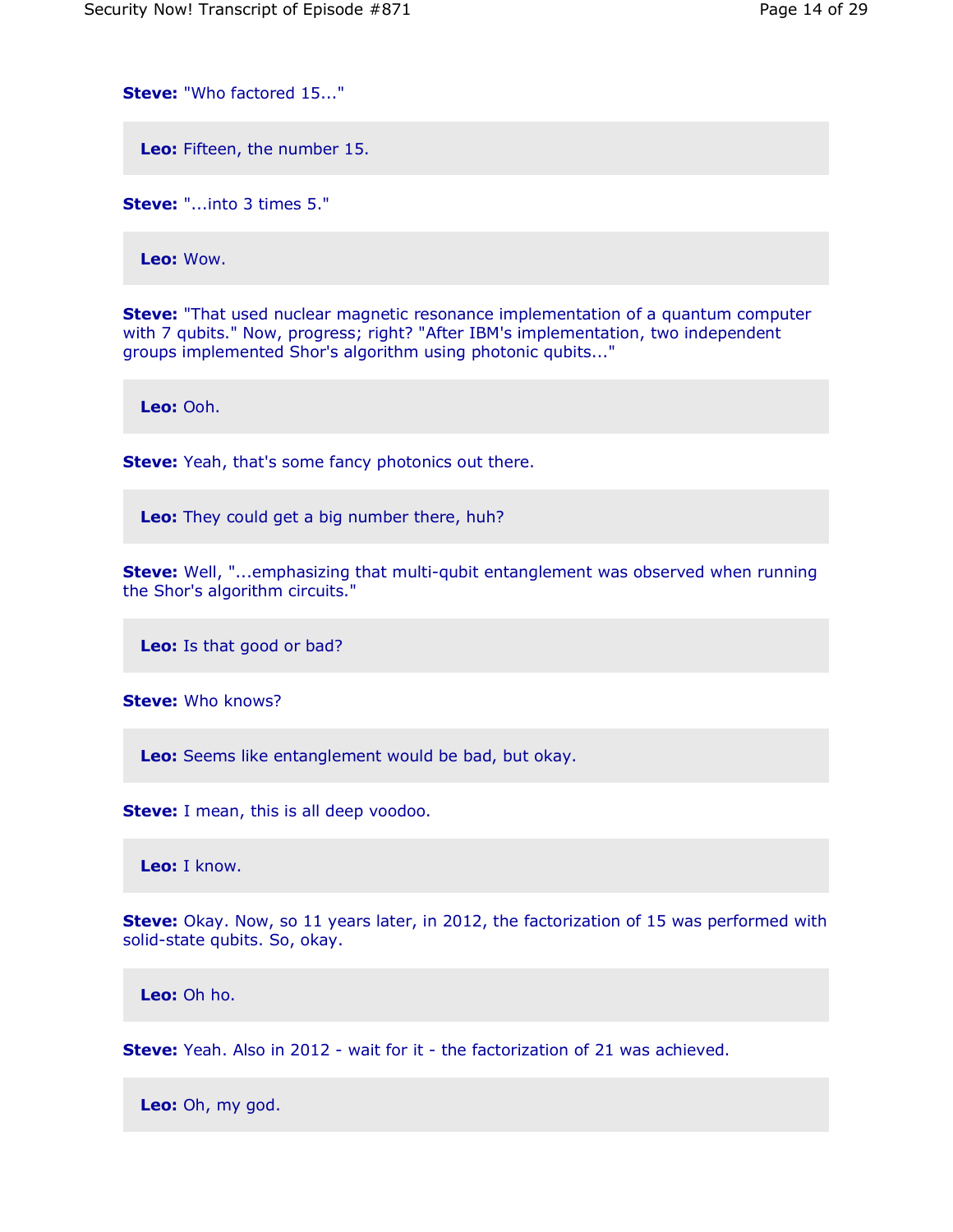**Steve:** "Who factored 15..."

**Leo:** Fifteen, the number 15.

**Steve:** "...into 3 times 5."

**Leo:** Wow.

**Steve:** "That used nuclear magnetic resonance implementation of a quantum computer with 7 qubits." Now, progress; right? "After IBM's implementation, two independent groups implemented Shor's algorithm using photonic qubits..."

**Leo:** Ooh.

**Steve:** Yeah, that's some fancy photonics out there.

**Leo:** They could get a big number there, huh?

**Steve:** Well, "...emphasizing that multi-qubit entanglement was observed when running the Shor's algorithm circuits."

**Leo:** Is that good or bad?

**Steve:** Who knows?

**Leo:** Seems like entanglement would be bad, but okay.

**Steve:** I mean, this is all deep voodoo.

**Leo:** I know.

**Steve:** Okay. Now, so 11 years later, in 2012, the factorization of 15 was performed with solid-state qubits. So, okay.

**Leo:** Oh ho.

**Steve:** Yeah. Also in 2012 - wait for it - the factorization of 21 was achieved.

**Leo:** Oh, my god.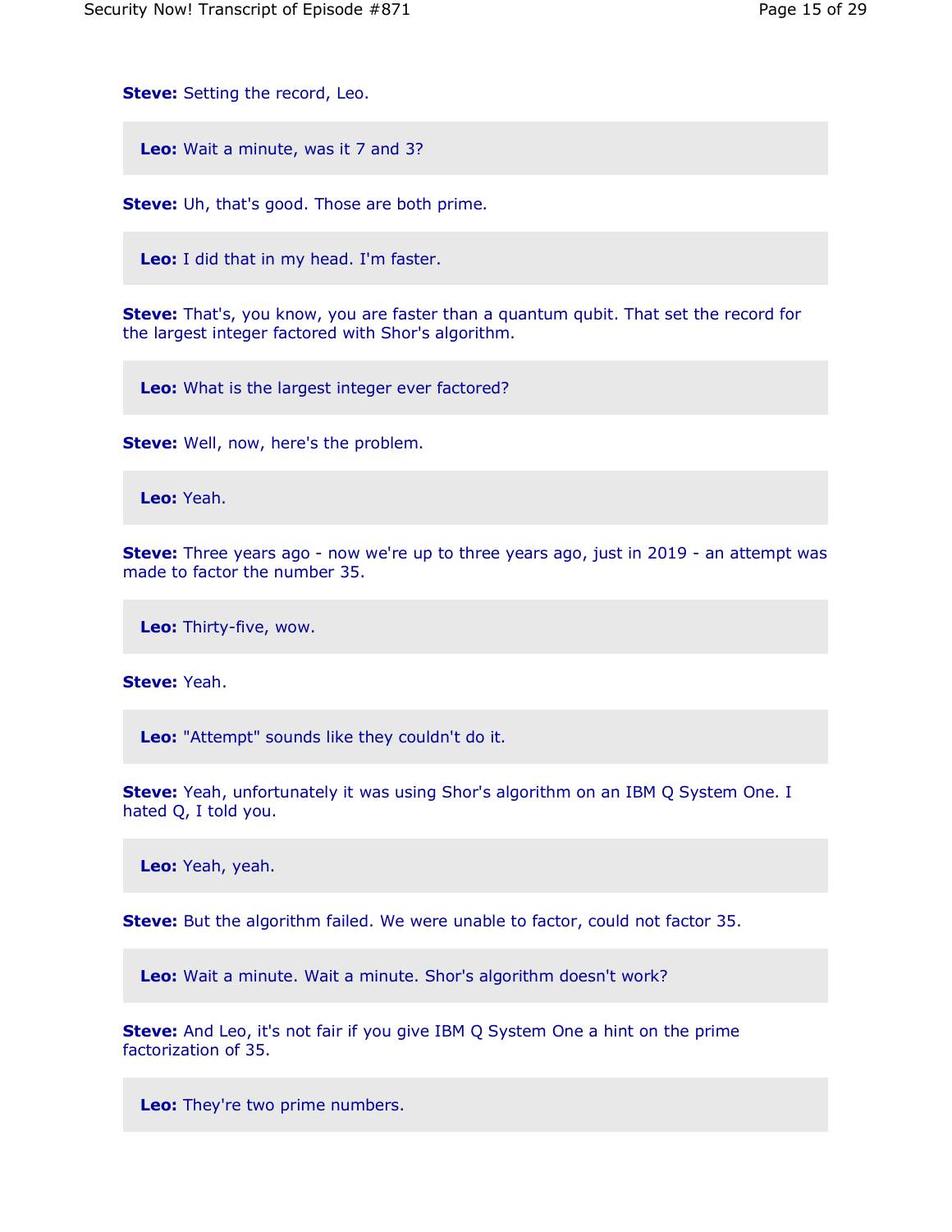**Steve:** Setting the record, Leo.

**Leo:** Wait a minute, was it 7 and 3?

**Steve:** Uh, that's good. Those are both prime.

**Leo:** I did that in my head. I'm faster.

**Steve:** That's, you know, you are faster than a quantum qubit. That set the record for the largest integer factored with Shor's algorithm.

**Leo:** What is the largest integer ever factored?

**Steve:** Well, now, here's the problem.

**Leo:** Yeah.

**Steve:** Three years ago - now we're up to three years ago, just in 2019 - an attempt was made to factor the number 35.

**Leo:** Thirty-five, wow.

**Steve:** Yeah.

**Leo:** "Attempt" sounds like they couldn't do it.

**Steve:** Yeah, unfortunately it was using Shor's algorithm on an IBM Q System One. I hated Q, I told you.

**Leo:** Yeah, yeah.

**Steve:** But the algorithm failed. We were unable to factor, could not factor 35.

**Leo:** Wait a minute. Wait a minute. Shor's algorithm doesn't work?

**Steve:** And Leo, it's not fair if you give IBM Q System One a hint on the prime factorization of 35.

**Leo:** They're two prime numbers.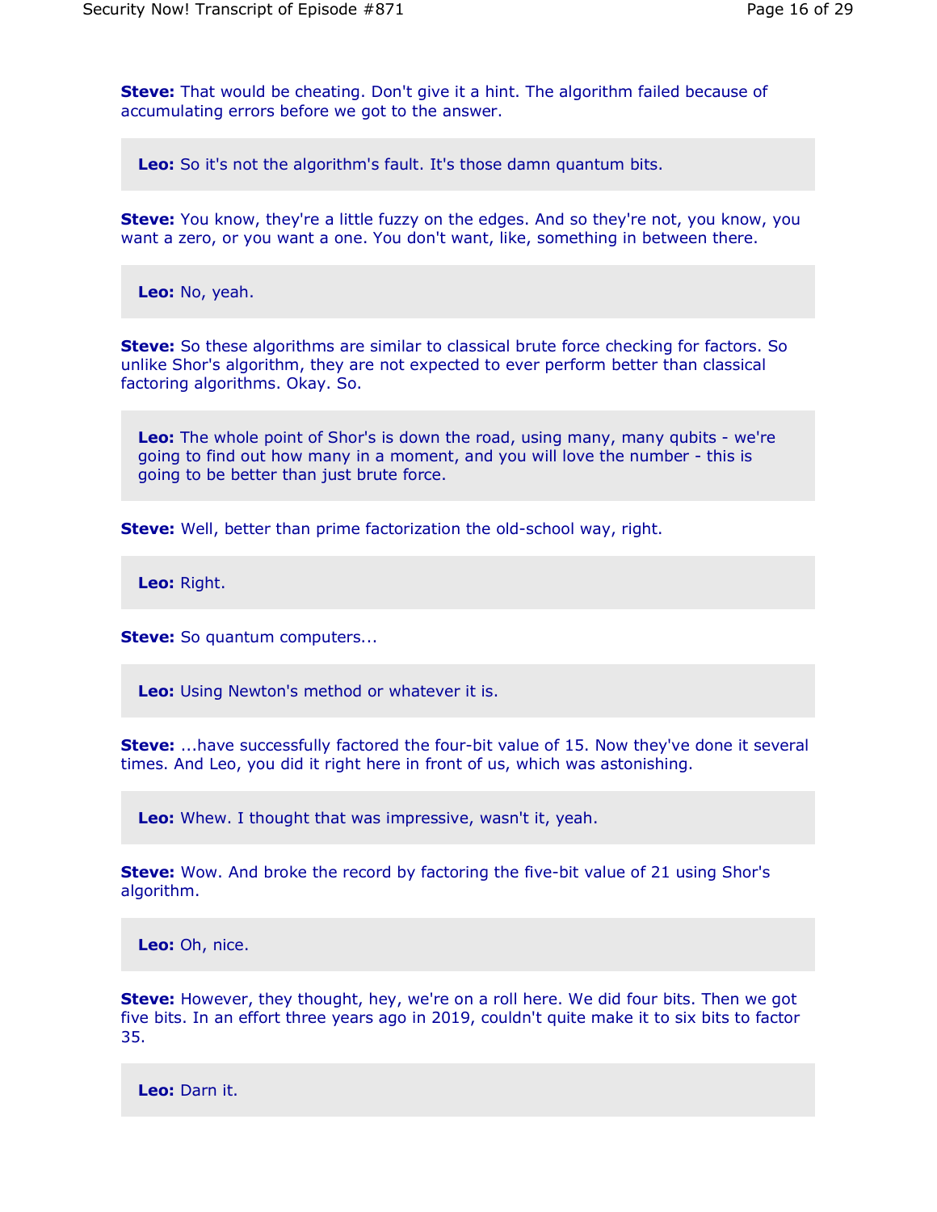**Steve:** That would be cheating. Don't give it a hint. The algorithm failed because of accumulating errors before we got to the answer.

**Leo:** So it's not the algorithm's fault. It's those damn quantum bits.

**Steve:** You know, they're a little fuzzy on the edges. And so they're not, you know, you want a zero, or you want a one. You don't want, like, something in between there.

**Leo:** No, yeah.

**Steve:** So these algorithms are similar to classical brute force checking for factors. So unlike Shor's algorithm, they are not expected to ever perform better than classical factoring algorithms. Okay. So.

**Leo:** The whole point of Shor's is down the road, using many, many qubits - we're going to find out how many in a moment, and you will love the number - this is going to be better than just brute force.

**Steve:** Well, better than prime factorization the old-school way, right.

**Leo:** Right.

**Steve:** So quantum computers...

**Leo:** Using Newton's method or whatever it is.

**Steve:** ...have successfully factored the four-bit value of 15. Now they've done it several times. And Leo, you did it right here in front of us, which was astonishing.

**Leo:** Whew. I thought that was impressive, wasn't it, yeah.

**Steve:** Wow. And broke the record by factoring the five-bit value of 21 using Shor's algorithm.

**Leo:** Oh, nice.

**Steve:** However, they thought, hey, we're on a roll here. We did four bits. Then we got five bits. In an effort three years ago in 2019, couldn't quite make it to six bits to factor 35.

**Leo:** Darn it.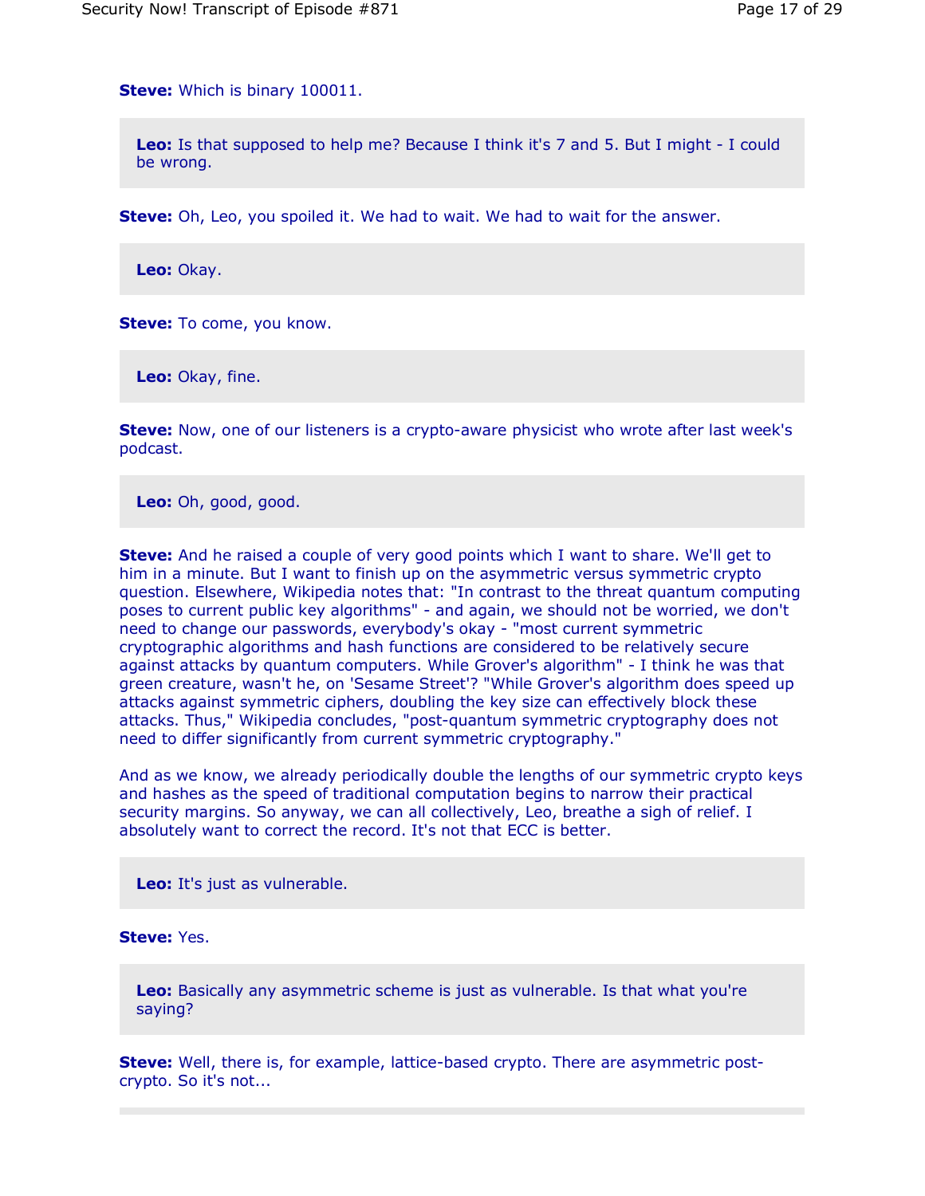**Steve:** Which is binary 100011.

**Leo:** Is that supposed to help me? Because I think it's 7 and 5. But I might - I could be wrong.

**Steve:** Oh, Leo, you spoiled it. We had to wait. We had to wait for the answer.

**Leo:** Okay.

**Steve:** To come, you know.

**Leo:** Okay, fine.

**Steve:** Now, one of our listeners is a crypto-aware physicist who wrote after last week's podcast.

**Leo:** Oh, good, good.

**Steve:** And he raised a couple of very good points which I want to share. We'll get to him in a minute. But I want to finish up on the asymmetric versus symmetric crypto question. Elsewhere, Wikipedia notes that: "In contrast to the threat quantum computing poses to current public key algorithms" - and again, we should not be worried, we don't need to change our passwords, everybody's okay - "most current symmetric cryptographic algorithms and hash functions are considered to be relatively secure against attacks by quantum computers. While Grover's algorithm" - I think he was that green creature, wasn't he, on 'Sesame Street'? "While Grover's algorithm does speed up attacks against symmetric ciphers, doubling the key size can effectively block these attacks. Thus," Wikipedia concludes, "post-quantum symmetric cryptography does not need to differ significantly from current symmetric cryptography."

And as we know, we already periodically double the lengths of our symmetric crypto keys and hashes as the speed of traditional computation begins to narrow their practical security margins. So anyway, we can all collectively, Leo, breathe a sigh of relief. I absolutely want to correct the record. It's not that ECC is better.

**Leo:** It's just as vulnerable.

**Steve:** Yes.

**Leo:** Basically any asymmetric scheme is just as vulnerable. Is that what you're saying?

**Steve:** Well, there is, for example, lattice-based crypto. There are asymmetric post-crypto. So it's not...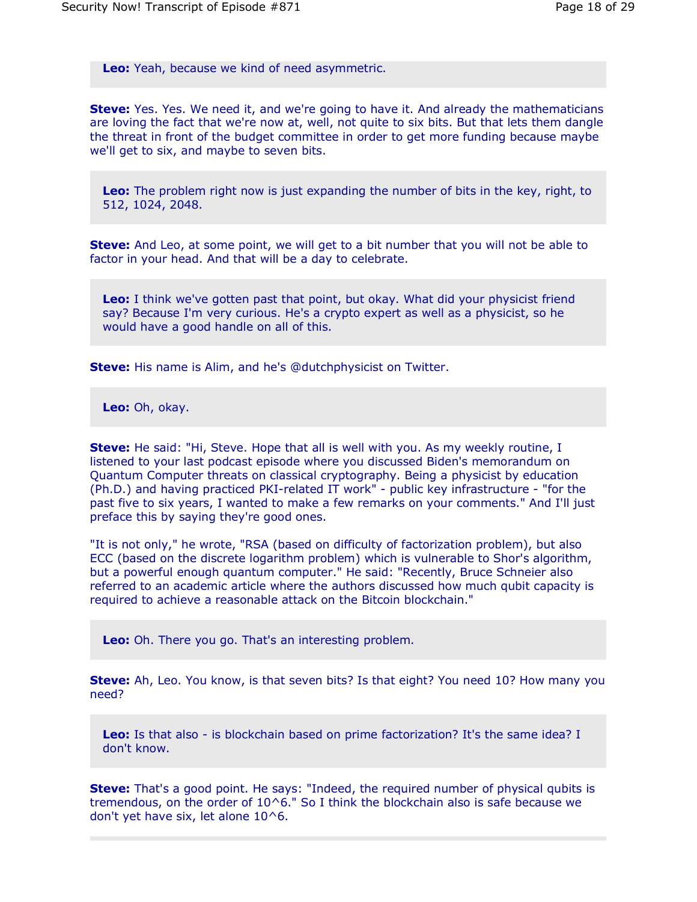**Leo:** Yeah, because we kind of need asymmetric.

**Steve:** Yes. Yes. We need it, and we're going to have it. And already the mathematicians are loving the fact that we're now at, well, not quite to six bits. But that lets them dangle the threat in front of the budget committee in order to get more funding because maybe we'll get to six, and maybe to seven bits.

**Leo:** The problem right now is just expanding the number of bits in the key, right, to 512, 1024, 2048.

**Steve:** And Leo, at some point, we will get to a bit number that you will not be able to factor in your head. And that will be a day to celebrate.

**Leo:** I think we've gotten past that point, but okay. What did your physicist friend say? Because I'm very curious. He's a crypto expert as well as a physicist, so he would have a good handle on all of this.

**Steve:** His name is Alim, and he's @dutchphysicist on Twitter.

**Leo:** Oh, okay.

**Steve:** He said: "Hi, Steve. Hope that all is well with you. As my weekly routine, I listened to your last podcast episode where you discussed Biden's memorandum on Quantum Computer threats on classical cryptography. Being a physicist by education (Ph.D.) and having practiced PKI-related IT work" - public key infrastructure - "for the past five to six years, I wanted to make a few remarks on your comments." And I'll just preface this by saying they're good ones.

"It is not only," he wrote, "RSA (based on difficulty of factorization problem), but also ECC (based on the discrete logarithm problem) which is vulnerable to Shor's algorithm, but a powerful enough quantum computer." He said: "Recently, Bruce Schneier also referred to an academic article where the authors discussed how much qubit capacity is required to achieve a reasonable attack on the Bitcoin blockchain."

**Leo:** Oh. There you go. That's an interesting problem.

**Steve:** Ah, Leo. You know, is that seven bits? Is that eight? You need 10? How many you need?

**Leo:** Is that also - is blockchain based on prime factorization? It's the same idea? I don't know.

**Steve:** That's a good point. He says: "Indeed, the required number of physical qubits is tremendous, on the order of $10^6$." So I think the blockchain also is safe because we don't yet have six, let alone $10^6$.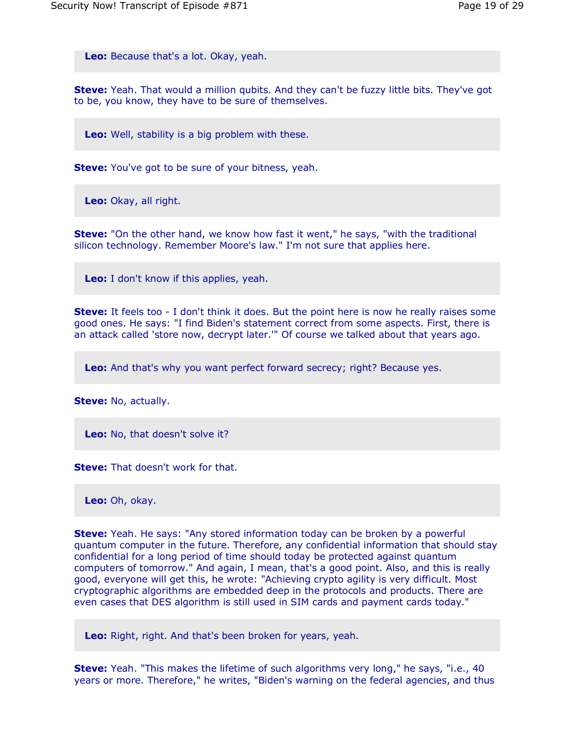**Leo:** Because that's a lot. Okay, yeah.

**Steve:** Yeah. That would a million qubits. And they can't be fuzzy little bits. They've got to be, you know, they have to be sure of themselves.

**Leo:** Well, stability is a big problem with these.

**Steve:** You've got to be sure of your bitness, yeah.

**Leo:** Okay, all right.

**Steve:** "On the other hand, we know how fast it went," he says, "with the traditional silicon technology. Remember Moore's law." I'm not sure that applies here.

**Leo:** I don't know if this applies, yeah.

**Steve:** It feels too - I don't think it does. But the point here is now he really raises some good ones. He says: "I find Biden's statement correct from some aspects. First, there is an attack called 'store now, decrypt later.'" Of course we talked about that years ago.

**Leo:** And that's why you want perfect forward secrecy; right? Because yes.

**Steve:** No, actually.

**Leo:** No, that doesn't solve it?

**Steve:** That doesn't work for that.

**Leo:** Oh, okay.

**Steve:** Yeah. He says: "Any stored information today can be broken by a powerful quantum computer in the future. Therefore, any confidential information that should stay confidential for a long period of time should today be protected against quantum computers of tomorrow." And again, I mean, that's a good point. Also, and this is really good, everyone will get this, he wrote: "Achieving crypto agility is very difficult. Most cryptographic algorithms are embedded deep in the protocols and products. There are even cases that DES algorithm is still used in SIM cards and payment cards today."

**Leo:** Right, right. And that's been broken for years, yeah.

**Steve:** Yeah. "This makes the lifetime of such algorithms very long," he says, "i.e., 40 years or more. Therefore," he writes, "Biden's warning on the federal agencies, and thus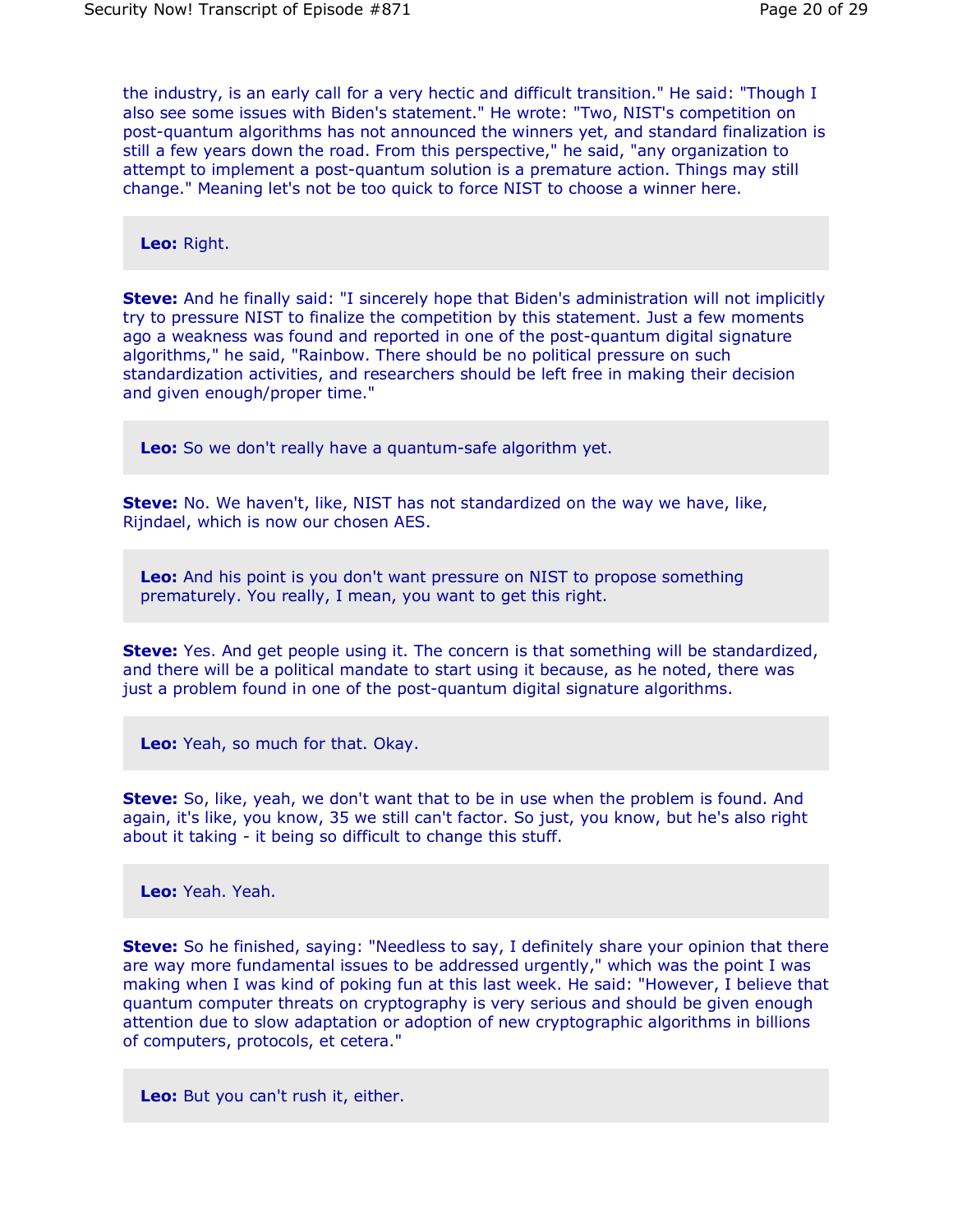the industry, is an early call for a very hectic and difficult transition." He said: "Though I also see some issues with Biden's statement." He wrote: "Two, NIST's competition on post-quantum algorithms has not announced the winners yet, and standard finalization is still a few years down the road. From this perspective," he said, "any organization to attempt to implement a post-quantum solution is a premature action. Things may still change." Meaning let's not be too quick to force NIST to choose a winner here.

**Leo:** Right.

**Steve:** And he finally said: "I sincerely hope that Biden's administration will not implicitly try to pressure NIST to finalize the competition by this statement. Just a few moments ago a weakness was found and reported in one of the post-quantum digital signature algorithms," he said, "Rainbow. There should be no political pressure on such standardization activities, and researchers should be left free in making their decision and given enough/proper time."

**Leo:** So we don't really have a quantum-safe algorithm yet.

**Steve:** No. We haven't, like, NIST has not standardized on the way we have, like, Rijndael, which is now our chosen AES.

**Leo:** And his point is you don't want pressure on NIST to propose something prematurely. You really, I mean, you want to get this right.

**Steve:** Yes. And get people using it. The concern is that something will be standardized, and there will be a political mandate to start using it because, as he noted, there was just a problem found in one of the post-quantum digital signature algorithms.

**Leo:** Yeah, so much for that. Okay.

**Steve:** So, like, yeah, we don't want that to be in use when the problem is found. And again, it's like, you know, 35 we still can't factor. So just, you know, but he's also right about it taking - it being so difficult to change this stuff.

**Leo:** Yeah. Yeah.

**Steve:** So he finished, saying: "Needless to say, I definitely share your opinion that there are way more fundamental issues to be addressed urgently," which was the point I was making when I was kind of poking fun at this last week. He said: "However, I believe that quantum computer threats on cryptography is very serious and should be given enough attention due to slow adaptation or adoption of new cryptographic algorithms in billions of computers, protocols, et cetera."

**Leo:** But you can't rush it, either.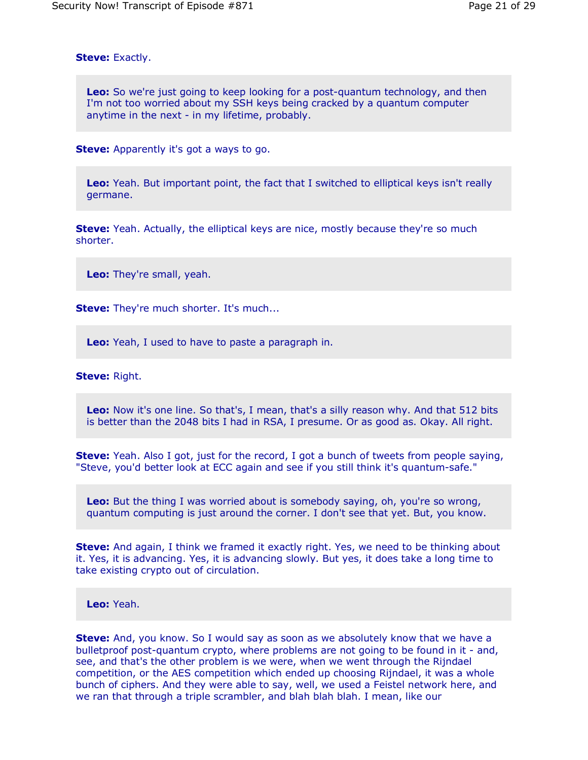**Steve:** Exactly.

**Leo:** So we're just going to keep looking for a post-quantum technology, and then I'm not too worried about my SSH keys being cracked by a quantum computer anytime in the next - in my lifetime, probably.

**Steve:** Apparently it's got a ways to go.

**Leo:** Yeah. But important point, the fact that I switched to elliptical keys isn't really germane.

**Steve:** Yeah. Actually, the elliptical keys are nice, mostly because they're so much shorter.

**Leo:** They're small, yeah.

**Steve:** They're much shorter. It's much...

**Leo:** Yeah, I used to have to paste a paragraph in.

**Steve:** Right.

**Leo:** Now it's one line. So that's, I mean, that's a silly reason why. And that 512 bits is better than the 2048 bits I had in RSA, I presume. Or as good as. Okay. All right.

**Steve:** Yeah. Also I got, just for the record, I got a bunch of tweets from people saying, "Steve, you'd better look at ECC again and see if you still think it's quantum-safe."

**Leo:** But the thing I was worried about is somebody saying, oh, you're so wrong, quantum computing is just around the corner. I don't see that yet. But, you know.

**Steve:** And again, I think we framed it exactly right. Yes, we need to be thinking about it. Yes, it is advancing. Yes, it is advancing slowly. But yes, it does take a long time to take existing crypto out of circulation.

**Leo:** Yeah.

**Steve:** And, you know. So I would say as soon as we absolutely know that we have a bulletproof post-quantum crypto, where problems are not going to be found in it - and, see, and that's the other problem is we were, when we went through the Rijndael competition, or the AES competition which ended up choosing Rijndael, it was a whole bunch of ciphers. And they were able to say, well, we used a Feistel network here, and we ran that through a triple scrambler, and blah blah blah. I mean, like our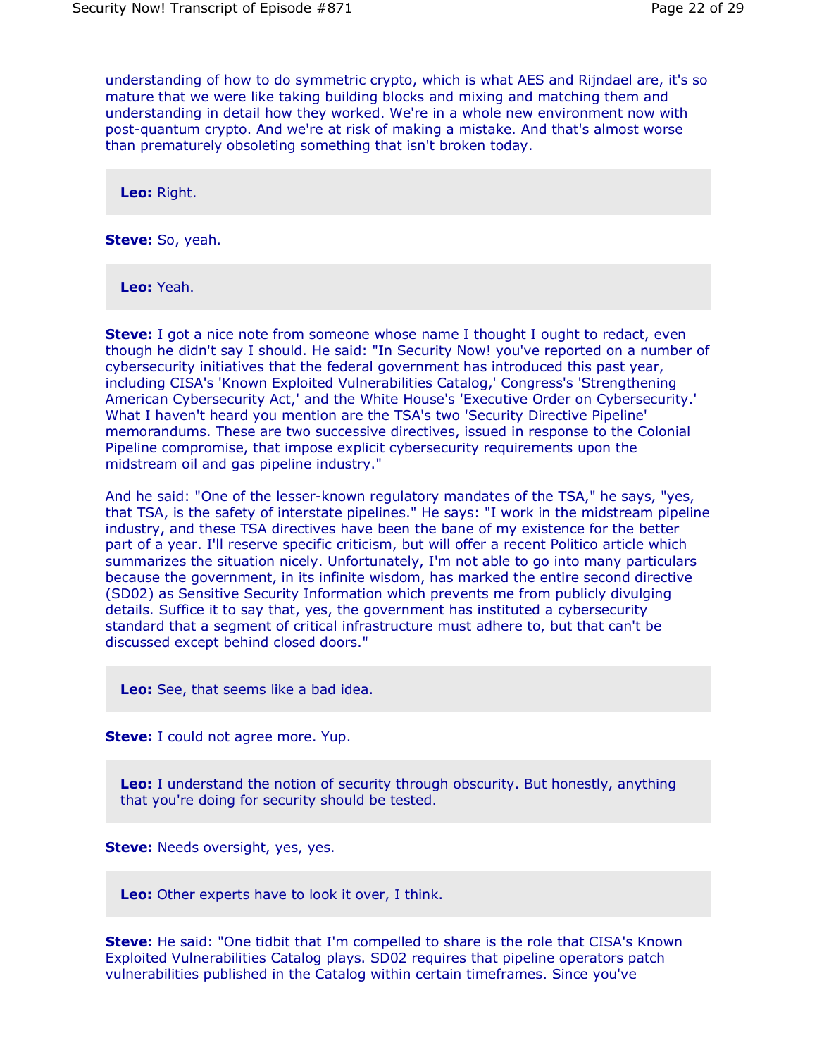understanding of how to do symmetric crypto, which is what AES and Rijndael are, it's so mature that we were like taking building blocks and mixing and matching them and understanding in detail how they worked. We're in a whole new environment now with post-quantum crypto. And we're at risk of making a mistake. And that's almost worse than prematurely obsoleting something that isn't broken today.

**Leo:** Right.

**Steve:** So, yeah.

**Leo:** Yeah.

**Steve:** I got a nice note from someone whose name I thought I ought to redact, even though he didn't say I should. He said: "In Security Now! you've reported on a number of cybersecurity initiatives that the federal government has introduced this past year, including CISA's 'Known Exploited Vulnerabilities Catalog,' Congress's 'Strengthening American Cybersecurity Act,' and the White House's 'Executive Order on Cybersecurity.' What I haven't heard you mention are the TSA's two 'Security Directive Pipeline' memorandums. These are two successive directives, issued in response to the Colonial Pipeline compromise, that impose explicit cybersecurity requirements upon the midstream oil and gas pipeline industry."

And he said: "One of the lesser-known regulatory mandates of the TSA," he says, "yes, that TSA, is the safety of interstate pipelines." He says: "I work in the midstream pipeline industry, and these TSA directives have been the bane of my existence for the better part of a year. I'll reserve specific criticism, but will offer a recent Politico article which summarizes the situation nicely. Unfortunately, I'm not able to go into many particulars because the government, in its infinite wisdom, has marked the entire second directive (SD02) as Sensitive Security Information which prevents me from publicly divulging details. Suffice it to say that, yes, the government has instituted a cybersecurity standard that a segment of critical infrastructure must adhere to, but that can't be discussed except behind closed doors."

**Leo:** See, that seems like a bad idea.

**Steve:** I could not agree more. Yup.

**Leo:** I understand the notion of security through obscurity. But honestly, anything that you're doing for security should be tested.

**Steve:** Needs oversight, yes, yes.

**Leo:** Other experts have to look it over, I think.

**Steve:** He said: "One tidbit that I'm compelled to share is the role that CISA's Known Exploited Vulnerabilities Catalog plays. SD02 requires that pipeline operators patch vulnerabilities published in the Catalog within certain timeframes. Since you've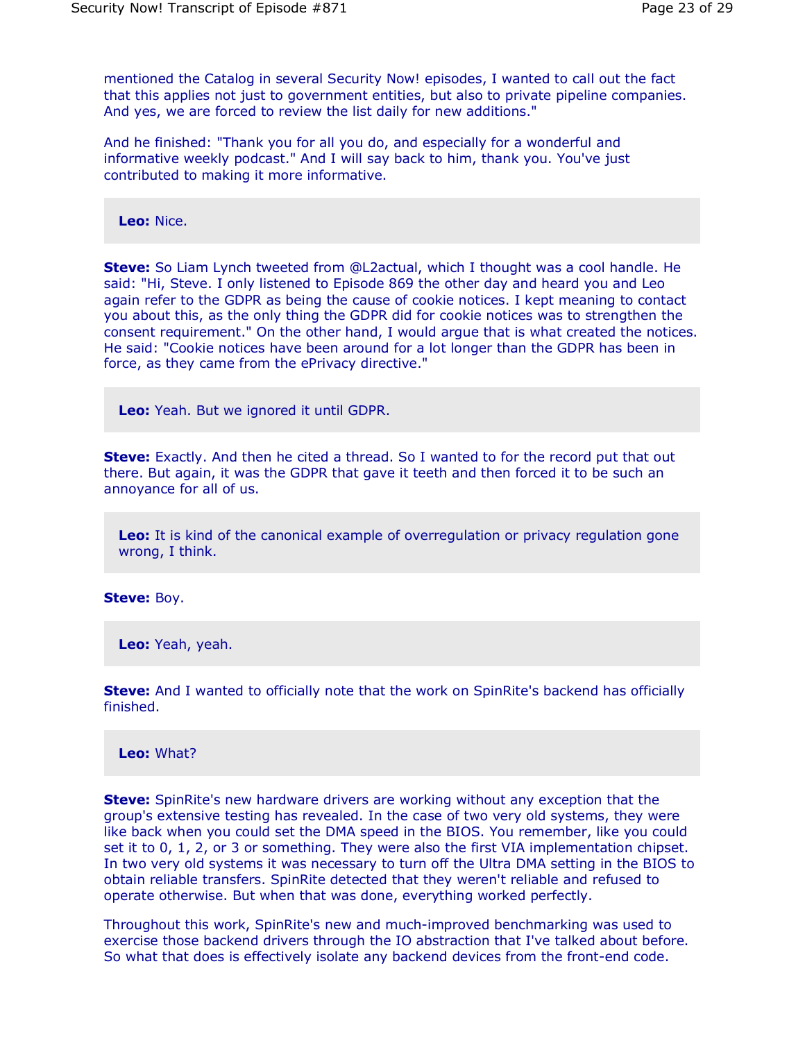mentioned the Catalog in several Security Now! episodes, I wanted to call out the fact that this applies not just to government entities, but also to private pipeline companies. And yes, we are forced to review the list daily for new additions."

And he finished: "Thank you for all you do, and especially for a wonderful and informative weekly podcast." And I will say back to him, thank you. You've just contributed to making it more informative.

**Leo:** Nice.

**Steve:** So Liam Lynch tweeted from @L2actual, which I thought was a cool handle. He said: "Hi, Steve. I only listened to Episode 869 the other day and heard you and Leo again refer to the GDPR as being the cause of cookie notices. I kept meaning to contact you about this, as the only thing the GDPR did for cookie notices was to strengthen the consent requirement." On the other hand, I would argue that is what created the notices. He said: "Cookie notices have been around for a lot longer than the GDPR has been in force, as they came from the ePrivacy directive."

**Leo:** Yeah. But we ignored it until GDPR.

**Steve:** Exactly. And then he cited a thread. So I wanted to for the record put that out there. But again, it was the GDPR that gave it teeth and then forced it to be such an annoyance for all of us.

**Leo:** It is kind of the canonical example of overregulation or privacy regulation gone wrong, I think.

**Steve:** Boy.

**Leo:** Yeah, yeah.

**Steve:** And I wanted to officially note that the work on SpinRite's backend has officially finished.

**Leo:** What?

**Steve:** SpinRite's new hardware drivers are working without any exception that the group's extensive testing has revealed. In the case of two very old systems, they were like back when you could set the DMA speed in the BIOS. You remember, like you could set it to 0, 1, 2, or 3 or something. They were also the first VIA implementation chipset. In two very old systems it was necessary to turn off the Ultra DMA setting in the BIOS to obtain reliable transfers. SpinRite detected that they weren't reliable and refused to operate otherwise. But when that was done, everything worked perfectly.

Throughout this work, SpinRite's new and much-improved benchmarking was used to exercise those backend drivers through the IO abstraction that I've talked about before. So what that does is effectively isolate any backend devices from the front-end code.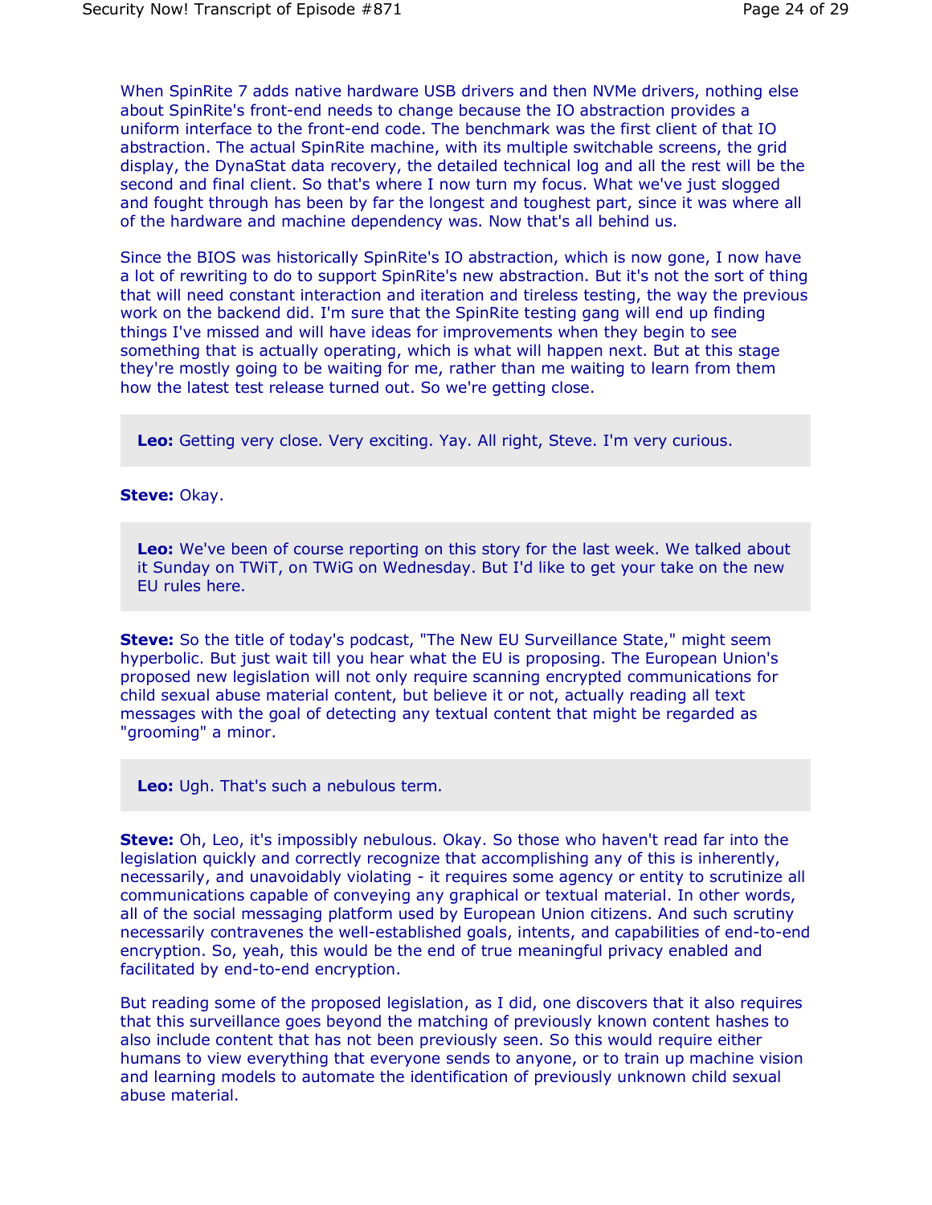When SpinRite 7 adds native hardware USB drivers and then NVMe drivers, nothing else about SpinRite's front-end needs to change because the IO abstraction provides a uniform interface to the front-end code. The benchmark was the first client of that IO abstraction. The actual SpinRite machine, with its multiple switchable screens, the grid display, the DynaStat data recovery, the detailed technical log and all the rest will be the second and final client. So that's where I now turn my focus. What we've just slogged and fought through has been by far the longest and toughest part, since it was where all of the hardware and machine dependency was. Now that's all behind us.

Since the BIOS was historically SpinRite's IO abstraction, which is now gone, I now have a lot of rewriting to do to support SpinRite's new abstraction. But it's not the sort of thing that will need constant interaction and iteration and tireless testing, the way the previous work on the backend did. I'm sure that the SpinRite testing gang will end up finding things I've missed and will have ideas for improvements when they begin to see something that is actually operating, which is what will happen next. But at this stage they're mostly going to be waiting for me, rather than me waiting to learn from them how the latest test release turned out. So we're getting close.

> **Leo:** Getting very close. Very exciting. Yay. All right, Steve. I'm very curious.

**Steve:** Okay.

> **Leo:** We've been of course reporting on this story for the last week. We talked about it Sunday on TWiT, on TWiG on Wednesday. But I'd like to get your take on the new EU rules here.

**Steve:** So the title of today's podcast, "The New EU Surveillance State," might seem hyperbolic. But just wait till you hear what the EU is proposing. The European Union's proposed new legislation will not only require scanning encrypted communications for child sexual abuse material content, but believe it or not, actually reading all text messages with the goal of detecting any textual content that might be regarded as "grooming" a minor.

> **Leo:** Ugh. That's such a nebulous term.

**Steve:** Oh, Leo, it's impossibly nebulous. Okay. So those who haven't read far into the legislation quickly and correctly recognize that accomplishing any of this is inherently, necessarily, and unavoidably violating - it requires some agency or entity to scrutinize all communications capable of conveying any graphical or textual material. In other words, all of the social messaging platform used by European Union citizens. And such scrutiny necessarily contravenes the well-established goals, intents, and capabilities of end-to-end encryption. So, yeah, this would be the end of true meaningful privacy enabled and facilitated by end-to-end encryption.

But reading some of the proposed legislation, as I did, one discovers that it also requires that this surveillance goes beyond the matching of previously known content hashes to also include content that has not been previously seen. So this would require either humans to view everything that everyone sends to anyone, or to train up machine vision and learning models to automate the identification of previously unknown child sexual abuse material.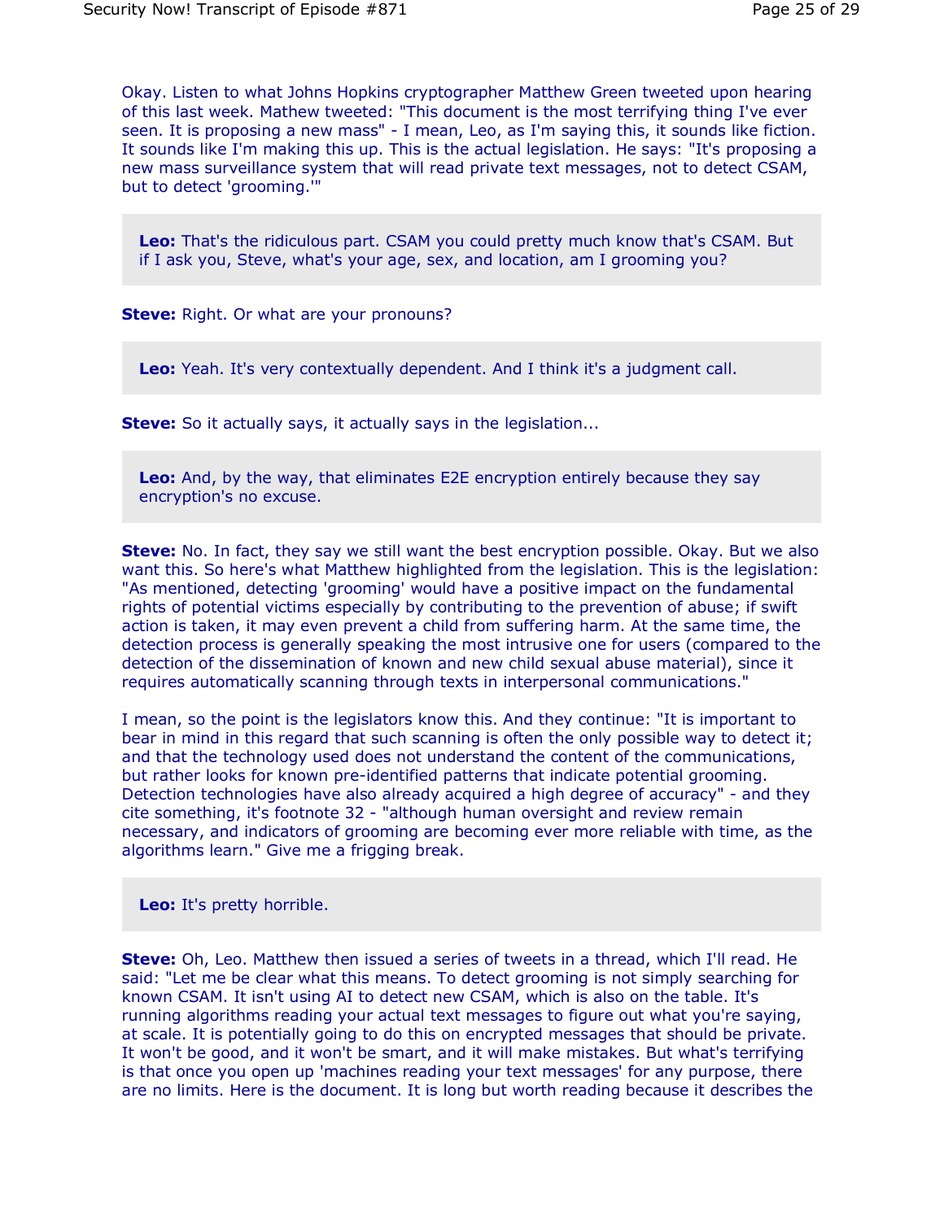Okay. Listen to what Johns Hopkins cryptographer Matthew Green tweeted upon hearing of this last week. Mathew tweeted: "This document is the most terrifying thing I've ever seen. It is proposing a new mass" - I mean, Leo, as I'm saying this, it sounds like fiction. It sounds like I'm making this up. This is the actual legislation. He says: "It's proposing a new mass surveillance system that will read private text messages, not to detect CSAM, but to detect 'grooming.'"

**Leo:** That's the ridiculous part. CSAM you could pretty much know that's CSAM. But if I ask you, Steve, what's your age, sex, and location, am I grooming you?

**Steve:** Right. Or what are your pronouns?

**Leo:** Yeah. It's very contextually dependent. And I think it's a judgment call.

**Steve:** So it actually says, it actually says in the legislation...

**Leo:** And, by the way, that eliminates E2E encryption entirely because they say encryption's no excuse.

**Steve:** No. In fact, they say we still want the best encryption possible. Okay. But we also want this. So here's what Matthew highlighted from the legislation. This is the legislation: "As mentioned, detecting 'grooming' would have a positive impact on the fundamental rights of potential victims especially by contributing to the prevention of abuse; if swift action is taken, it may even prevent a child from suffering harm. At the same time, the detection process is generally speaking the most intrusive one for users (compared to the detection of the dissemination of known and new child sexual abuse material), since it requires automatically scanning through texts in interpersonal communications."

I mean, so the point is the legislators know this. And they continue: "It is important to bear in mind in this regard that such scanning is often the only possible way to detect it; and that the technology used does not understand the content of the communications, but rather looks for known pre-identified patterns that indicate potential grooming. Detection technologies have also already acquired a high degree of accuracy" - and they cite something, it's footnote 32 - "although human oversight and review remain necessary, and indicators of grooming are becoming ever more reliable with time, as the algorithms learn." Give me a frigging break.

**Leo:** It's pretty horrible.

**Steve:** Oh, Leo. Matthew then issued a series of tweets in a thread, which I'll read. He said: "Let me be clear what this means. To detect grooming is not simply searching for known CSAM. It isn't using AI to detect new CSAM, which is also on the table. It's running algorithms reading your actual text messages to figure out what you're saying, at scale. It is potentially going to do this on encrypted messages that should be private. It won't be good, and it won't be smart, and it will make mistakes. But what's terrifying is that once you open up 'machines reading your text messages' for any purpose, there are no limits. Here is the document. It is long but worth reading because it describes the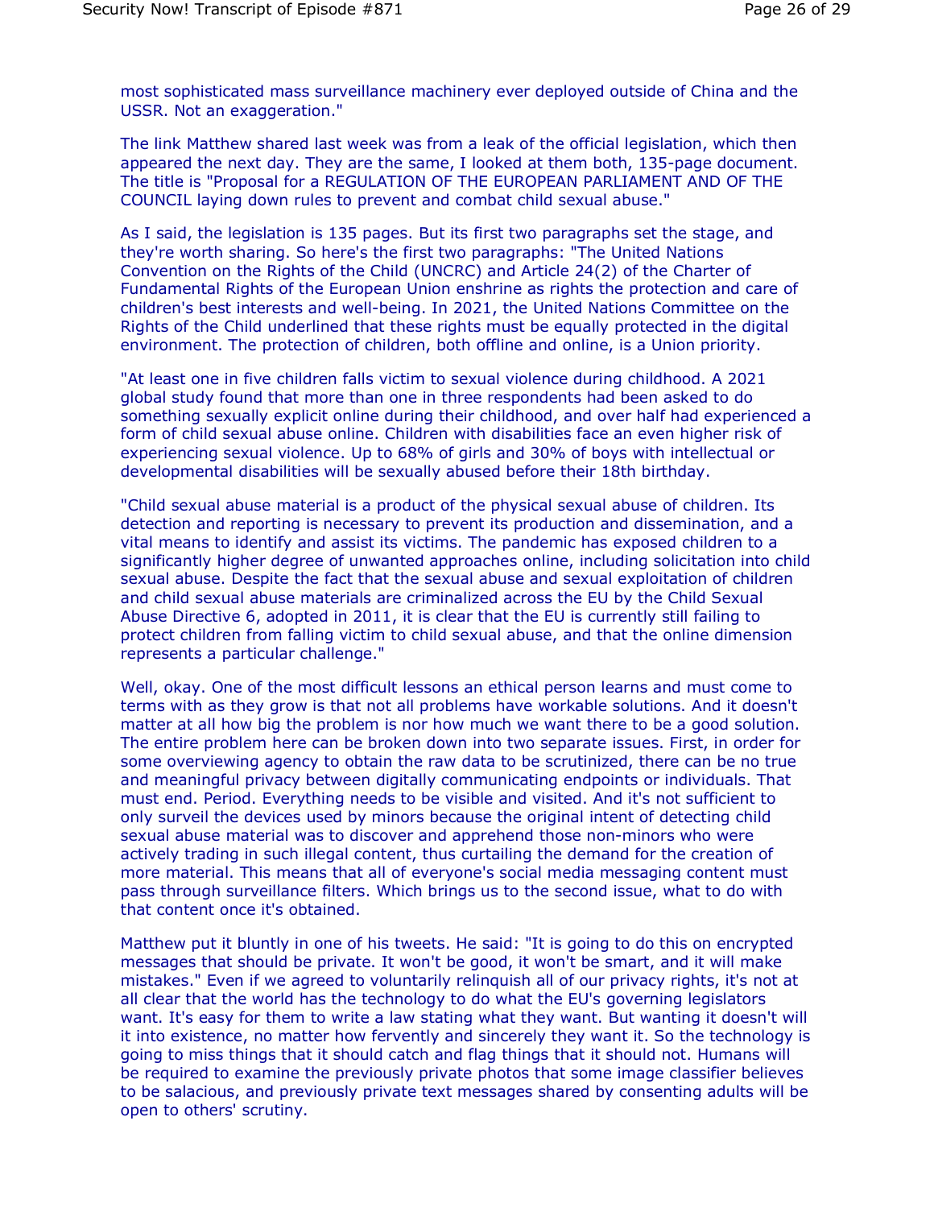most sophisticated mass surveillance machinery ever deployed outside of China and the USSR. Not an exaggeration."

The link Matthew shared last week was from a leak of the official legislation, which then appeared the next day. They are the same, I looked at them both, 135-page document. The title is "Proposal for a REGULATION OF THE EUROPEAN PARLIAMENT AND OF THE COUNCIL laying down rules to prevent and combat child sexual abuse."

As I said, the legislation is 135 pages. But its first two paragraphs set the stage, and they're worth sharing. So here's the first two paragraphs: "The United Nations Convention on the Rights of the Child (UNCRC) and Article 24(2) of the Charter of Fundamental Rights of the European Union enshrine as rights the protection and care of children's best interests and well-being. In 2021, the United Nations Committee on the Rights of the Child underlined that these rights must be equally protected in the digital environment. The protection of children, both offline and online, is a Union priority.

"At least one in five children falls victim to sexual violence during childhood. A 2021 global study found that more than one in three respondents had been asked to do something sexually explicit online during their childhood, and over half had experienced a form of child sexual abuse online. Children with disabilities face an even higher risk of experiencing sexual violence. Up to 68% of girls and 30% of boys with intellectual or developmental disabilities will be sexually abused before their 18th birthday.

"Child sexual abuse material is a product of the physical sexual abuse of children. Its detection and reporting is necessary to prevent its production and dissemination, and a vital means to identify and assist its victims. The pandemic has exposed children to a significantly higher degree of unwanted approaches online, including solicitation into child sexual abuse. Despite the fact that the sexual abuse and sexual exploitation of children and child sexual abuse materials are criminalized across the EU by the Child Sexual Abuse Directive 6, adopted in 2011, it is clear that the EU is currently still failing to protect children from falling victim to child sexual abuse, and that the online dimension represents a particular challenge."

Well, okay. One of the most difficult lessons an ethical person learns and must come to terms with as they grow is that not all problems have workable solutions. And it doesn't matter at all how big the problem is nor how much we want there to be a good solution. The entire problem here can be broken down into two separate issues. First, in order for some overviewing agency to obtain the raw data to be scrutinized, there can be no true and meaningful privacy between digitally communicating endpoints or individuals. That must end. Period. Everything needs to be visible and visited. And it's not sufficient to only surveil the devices used by minors because the original intent of detecting child sexual abuse material was to discover and apprehend those non-minors who were actively trading in such illegal content, thus curtailing the demand for the creation of more material. This means that all of everyone's social media messaging content must pass through surveillance filters. Which brings us to the second issue, what to do with that content once it's obtained.

Matthew put it bluntly in one of his tweets. He said: "It is going to do this on encrypted messages that should be private. It won't be good, it won't be smart, and it will make mistakes." Even if we agreed to voluntarily relinquish all of our privacy rights, it's not at all clear that the world has the technology to do what the EU's governing legislators want. It's easy for them to write a law stating what they want. But wanting it doesn't will it into existence, no matter how fervently and sincerely they want it. So the technology is going to miss things that it should catch and flag things that it should not. Humans will be required to examine the previously private photos that some image classifier believes to be salacious, and previously private text messages shared by consenting adults will be open to others' scrutiny.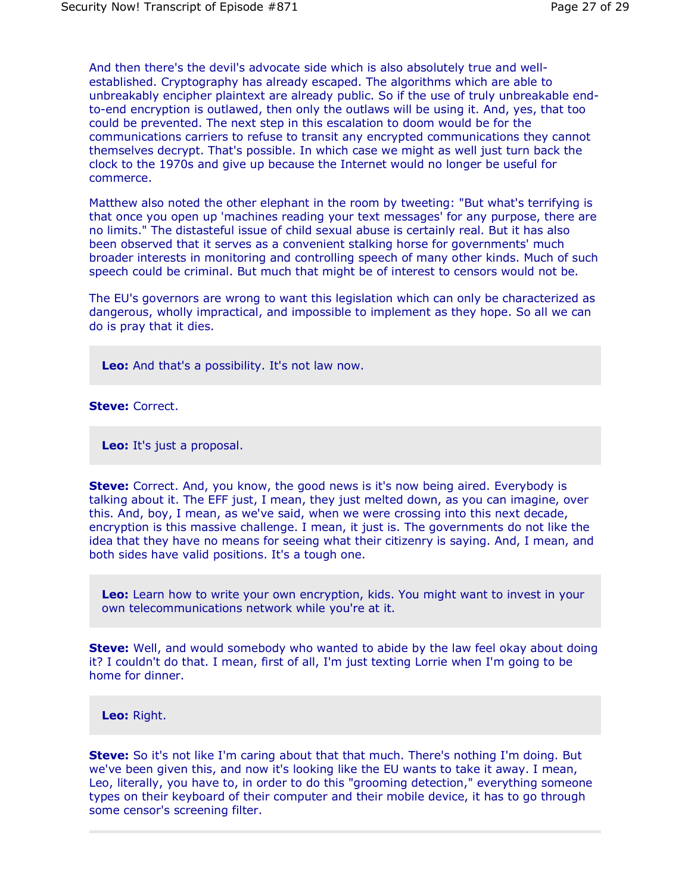And then there's the devil's advocate side which is also absolutely true and well-established. Cryptography has already escaped. The algorithms which are able to unbreakably encipher plaintext are already public. So if the use of truly unbreakable end-to-end encryption is outlawed, then only the outlaws will be using it. And, yes, that too could be prevented. The next step in this escalation to doom would be for the communications carriers to refuse to transit any encrypted communications they cannot themselves decrypt. That's possible. In which case we might as well just turn back the clock to the 1970s and give up because the Internet would no longer be useful for commerce.

Matthew also noted the other elephant in the room by tweeting: "But what's terrifying is that once you open up 'machines reading your text messages' for any purpose, there are no limits." The distasteful issue of child sexual abuse is certainly real. But it has also been observed that it serves as a convenient stalking horse for governments' much broader interests in monitoring and controlling speech of many other kinds. Much of such speech could be criminal. But much that might be of interest to censors would not be.

The EU's governors are wrong to want this legislation which can only be characterized as dangerous, wholly impractical, and impossible to implement as they hope. So all we can do is pray that it dies.

**Leo:** And that's a possibility. It's not law now.

**Steve:** Correct.

**Leo:** It's just a proposal.

**Steve:** Correct. And, you know, the good news is it's now being aired. Everybody is talking about it. The EFF just, I mean, they just melted down, as you can imagine, over this. And, boy, I mean, as we've said, when we were crossing into this next decade, encryption is this massive challenge. I mean, it just is. The governments do not like the idea that they have no means for seeing what their citizenry is saying. And, I mean, and both sides have valid positions. It's a tough one.

**Leo:** Learn how to write your own encryption, kids. You might want to invest in your own telecommunications network while you're at it.

**Steve:** Well, and would somebody who wanted to abide by the law feel okay about doing it? I couldn't do that. I mean, first of all, I'm just texting Lorrie when I'm going to be home for dinner.

**Leo:** Right.

**Steve:** So it's not like I'm caring about that that much. There's nothing I'm doing. But we've been given this, and now it's looking like the EU wants to take it away. I mean, Leo, literally, you have to, in order to do this "grooming detection," everything someone types on their keyboard of their computer and their mobile device, it has to go through some censor's screening filter.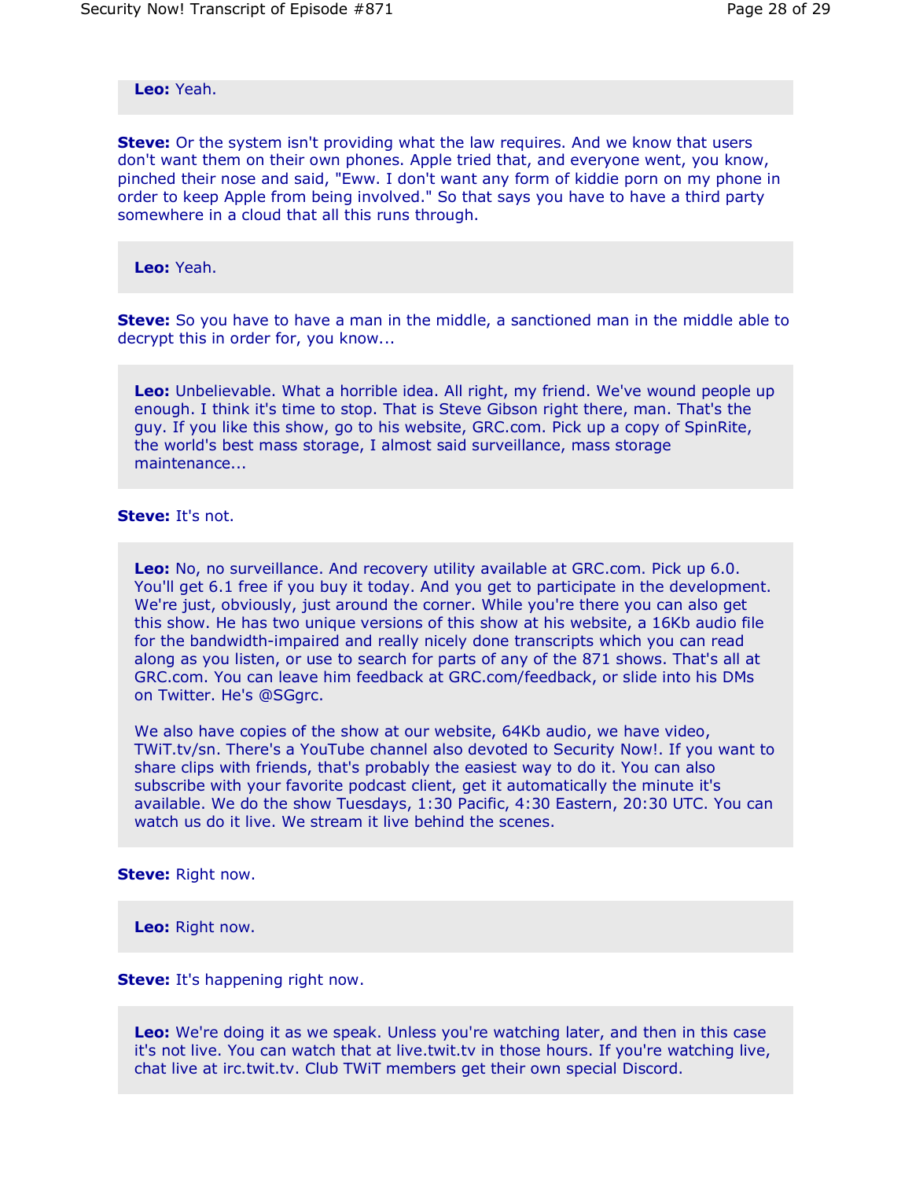**Leo:** Yeah.

**Steve:** Or the system isn't providing what the law requires. And we know that users don't want them on their own phones. Apple tried that, and everyone went, you know, pinched their nose and said, "Eww. I don't want any form of kiddie porn on my phone in order to keep Apple from being involved." So that says you have to have a third party somewhere in a cloud that all this runs through.

**Leo:** Yeah.

**Steve:** So you have to have a man in the middle, a sanctioned man in the middle able to decrypt this in order for, you know...

**Leo:** Unbelievable. What a horrible idea. All right, my friend. We've wound people up enough. I think it's time to stop. That is Steve Gibson right there, man. That's the guy. If you like this show, go to his website, GRC.com. Pick up a copy of SpinRite, the world's best mass storage, I almost said surveillance, mass storage maintenance...

**Steve:** It's not.

**Leo:** No, no surveillance. And recovery utility available at GRC.com. Pick up 6.0. You'll get 6.1 free if you buy it today. And you get to participate in the development. We're just, obviously, just around the corner. While you're there you can also get this show. He has two unique versions of this show at his website, a 16Kb audio file for the bandwidth-impaired and really nicely done transcripts which you can read along as you listen, or use to search for parts of any of the 871 shows. That's all at GRC.com. You can leave him feedback at GRC.com/feedback, or slide into his DMs on Twitter. He's @SGgrc.

We also have copies of the show at our website, 64Kb audio, we have video, TWiT.tv/sn. There's a YouTube channel also devoted to Security Now!. If you want to share clips with friends, that's probably the easiest way to do it. You can also subscribe with your favorite podcast client, get it automatically the minute it's available. We do the show Tuesdays, 1:30 Pacific, 4:30 Eastern, 20:30 UTC. You can watch us do it live. We stream it live behind the scenes.

**Steve:** Right now.

**Leo:** Right now.

**Steve:** It's happening right now.

**Leo:** We're doing it as we speak. Unless you're watching later, and then in this case it's not live. You can watch that at live.twit.tv in those hours. If you're watching live, chat live at irc.twit.tv. Club TWiT members get their own special Discord.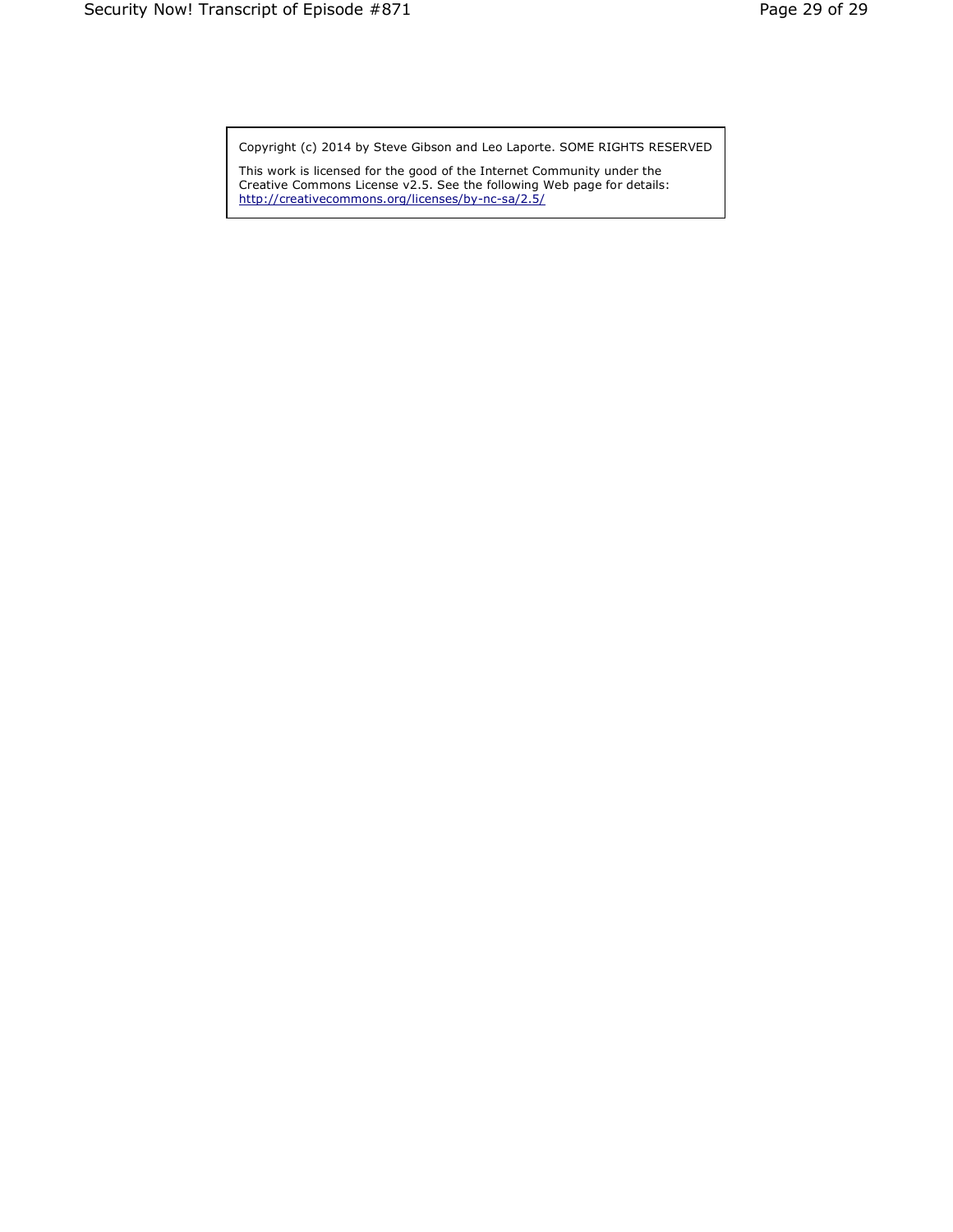Copyright (c) 2014 by Steve Gibson and Leo Laporte. SOME RIGHTS RESERVED

This work is licensed for the good of the Internet Community under the Creative Commons License v2.5. See the following Web page for details: http://creativecommons.org/licenses/by-nc-sa/2.5/